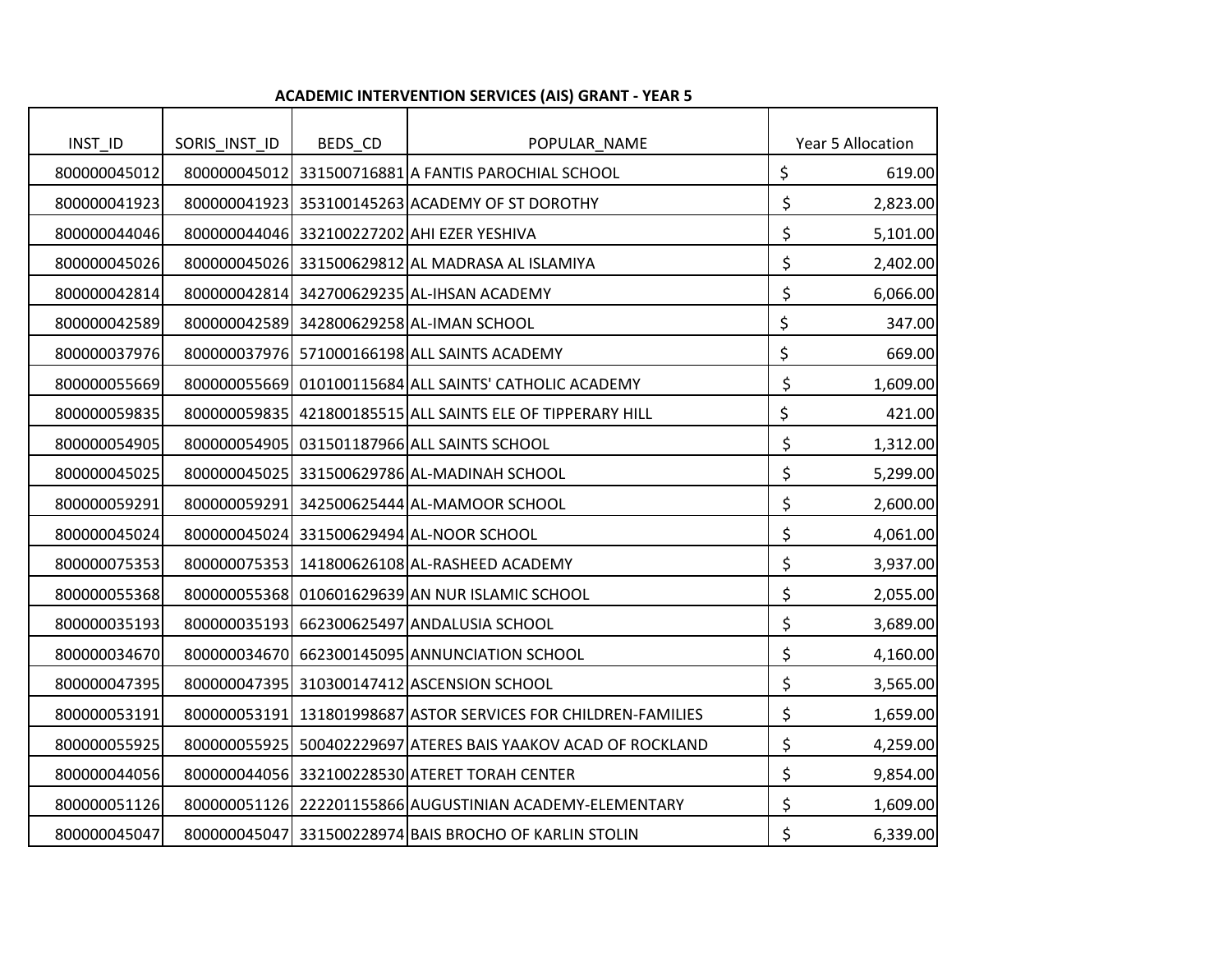## ACADEMIC INTERVENTION SERVICES (AIS) GRANT - YEAR 5

| INST_ID | SORIS_INST_ID | BEDS_CD | POPULAR_NAME | Year 5 Allocation |
|---|---|---|---|---|
| 800000045012 | 800000045012 | 331500716881 | A FANTIS PAROCHIAL SCHOOL | $ 619.00 |
| 800000041923 | 800000041923 | 353100145263 | ACADEMY OF ST DOROTHY | $ 2,823.00 |
| 800000044046 | 800000044046 | 332100227202 | AHI EZER YESHIVA | $ 5,101.00 |
| 800000045026 | 800000045026 | 331500629812 | AL MADRASA AL ISLAMIYA | $ 2,402.00 |
| 800000042814 | 800000042814 | 342700629235 | AL-IHSAN ACADEMY | $ 6,066.00 |
| 800000042589 | 800000042589 | 342800629258 | AL-IMAN SCHOOL | $ 347.00 |
| 800000037976 | 800000037976 | 571000166198 | ALL SAINTS ACADEMY | $ 669.00 |
| 800000055669 | 800000055669 | 010100115684 | ALL SAINTS' CATHOLIC ACADEMY | $ 1,609.00 |
| 800000059835 | 800000059835 | 421800185515 | ALL SAINTS ELE OF TIPPERARY HILL | $ 421.00 |
| 800000054905 | 800000054905 | 031501187966 | ALL SAINTS SCHOOL | $ 1,312.00 |
| 800000045025 | 800000045025 | 331500629786 | AL-MADINAH SCHOOL | $ 5,299.00 |
| 800000059291 | 800000059291 | 342500625444 | AL-MAMOOR SCHOOL | $ 2,600.00 |
| 800000045024 | 800000045024 | 331500629494 | AL-NOOR SCHOOL | $ 4,061.00 |
| 800000075353 | 800000075353 | 141800626108 | AL-RASHEED ACADEMY | $ 3,937.00 |
| 800000055368 | 800000055368 | 010601629639 | AN NUR ISLAMIC SCHOOL | $ 2,055.00 |
| 800000035193 | 800000035193 | 662300625497 | ANDALUSIA SCHOOL | $ 3,689.00 |
| 800000034670 | 800000034670 | 662300145095 | ANNUNCIATION SCHOOL | $ 4,160.00 |
| 800000047395 | 800000047395 | 310300147412 | ASCENSION SCHOOL | $ 3,565.00 |
| 800000053191 | 800000053191 | 131801998687 | ASTOR SERVICES FOR CHILDREN-FAMILIES | $ 1,659.00 |
| 800000055925 | 800000055925 | 500402229697 | ATERES BAIS YAAKOV ACAD OF ROCKLAND | $ 4,259.00 |
| 800000044056 | 800000044056 | 332100228530 | ATERET TORAH CENTER | $ 9,854.00 |
| 800000051126 | 800000051126 | 222201155866 | AUGUSTINIAN ACADEMY-ELEMENTARY | $ 1,609.00 |
| 800000045047 | 800000045047 | 331500228974 | BAIS BROCHO OF KARLIN STOLIN | $ 6,339.00 |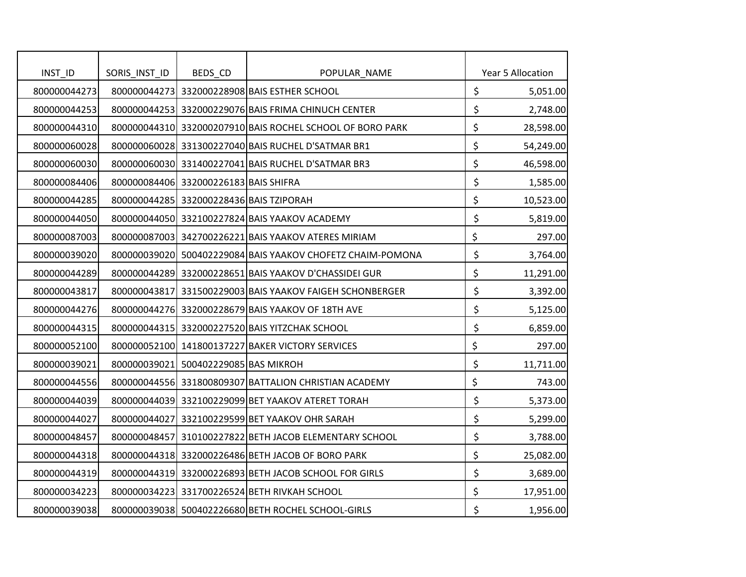| INST_ID | SORIS_INST_ID | BEDS_CD | POPULAR_NAME | Year 5 Allocation |
|---|---|---|---|---|
| 800000044273 | 800000044273 | 332000228908 | BAIS ESTHER SCHOOL | $ 5,051.00 |
| 800000044253 | 800000044253 | 332000229076 | BAIS FRIMA CHINUCH CENTER | $ 2,748.00 |
| 800000044310 | 800000044310 | 332000207910 | BAIS ROCHEL SCHOOL OF BORO PARK | $ 28,598.00 |
| 800000060028 | 800000060028 | 331300227040 | BAIS RUCHEL D'SATMAR BR1 | $ 54,249.00 |
| 800000060030 | 800000060030 | 331400227041 | BAIS RUCHEL D'SATMAR BR3 | $ 46,598.00 |
| 800000084406 | 800000084406 | 332000226183 | BAIS SHIFRA | $ 1,585.00 |
| 800000044285 | 800000044285 | 332000228436 | BAIS TZIPORAH | $ 10,523.00 |
| 800000044050 | 800000044050 | 332100227824 | BAIS YAAKOV ACADEMY | $ 5,819.00 |
| 800000087003 | 800000087003 | 342700226221 | BAIS YAAKOV ATERES MIRIAM | $ 297.00 |
| 800000039020 | 800000039020 | 500402229084 | BAIS YAAKOV CHOFETZ CHAIM-POMONA | $ 3,764.00 |
| 800000044289 | 800000044289 | 332000228651 | BAIS YAAKOV D'CHASSIDEI GUR | $ 11,291.00 |
| 800000043817 | 800000043817 | 331500229003 | BAIS YAAKOV FAIGEH SCHONBERGER | $ 3,392.00 |
| 800000044276 | 800000044276 | 332000228679 | BAIS YAAKOV OF 18TH AVE | $ 5,125.00 |
| 800000044315 | 800000044315 | 332000227520 | BAIS YITZCHAK SCHOOL | $ 6,859.00 |
| 800000052100 | 800000052100 | 141800137227 | BAKER VICTORY SERVICES | $ 297.00 |
| 800000039021 | 800000039021 | 500402229085 | BAS MIKROH | $ 11,711.00 |
| 800000044556 | 800000044556 | 331800809307 | BATTALION CHRISTIAN ACADEMY | $ 743.00 |
| 800000044039 | 800000044039 | 332100229099 | BET YAAKOV ATERET TORAH | $ 5,373.00 |
| 800000044027 | 800000044027 | 332100229599 | BET YAAKOV OHR SARAH | $ 5,299.00 |
| 800000048457 | 800000048457 | 310100227822 | BETH JACOB ELEMENTARY SCHOOL | $ 3,788.00 |
| 800000044318 | 800000044318 | 332000226486 | BETH JACOB OF BORO PARK | $ 25,082.00 |
| 800000044319 | 800000044319 | 332000226893 | BETH JACOB SCHOOL FOR GIRLS | $ 3,689.00 |
| 800000034223 | 800000034223 | 331700226524 | BETH RIVKAH SCHOOL | $ 17,951.00 |
| 800000039038 | 800000039038 | 500402226680 | BETH ROCHEL SCHOOL-GIRLS | $ 1,956.00 |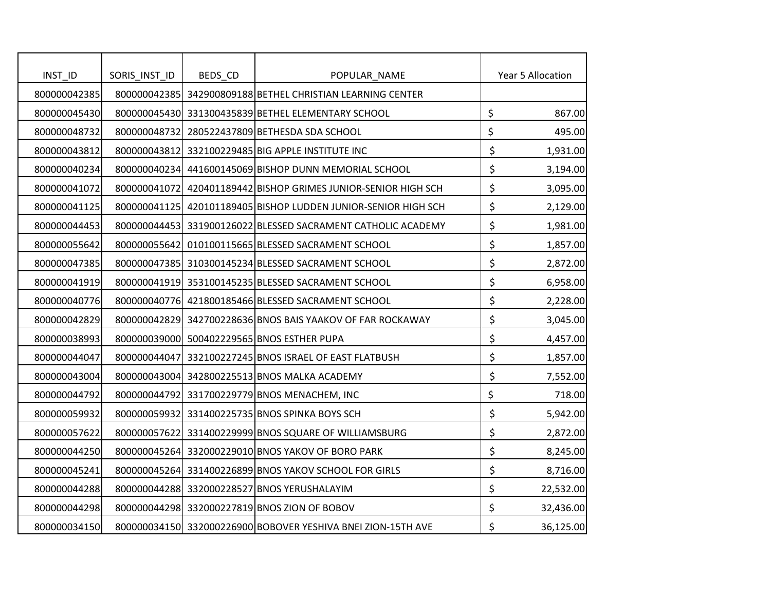| INST_ID | SORIS_INST_ID | BEDS_CD | POPULAR_NAME | Year 5 Allocation |
| --- | --- | --- | --- | --- |
| 800000042385 | 800000042385 | 342900809188 | BETHEL CHRISTIAN LEARNING CENTER | |
| 800000045430 | 800000045430 | 331300435839 | BETHEL ELEMENTARY SCHOOL | $ 867.00 |
| 800000048732 | 800000048732 | 280522437809 | BETHESDA SDA SCHOOL | $ 495.00 |
| 800000043812 | 800000043812 | 332100229485 | BIG APPLE INSTITUTE INC | $ 1,931.00 |
| 800000040234 | 800000040234 | 441600145069 | BISHOP DUNN MEMORIAL SCHOOL | $ 3,194.00 |
| 800000041072 | 800000041072 | 420401189442 | BISHOP GRIMES JUNIOR-SENIOR HIGH SCH | $ 3,095.00 |
| 800000041125 | 800000041125 | 420101189405 | BISHOP LUDDEN JUNIOR-SENIOR HIGH SCH | $ 2,129.00 |
| 800000044453 | 800000044453 | 331900126022 | BLESSED SACRAMENT CATHOLIC ACADEMY | $ 1,981.00 |
| 800000055642 | 800000055642 | 010100115665 | BLESSED SACRAMENT SCHOOL | $ 1,857.00 |
| 800000047385 | 800000047385 | 310300145234 | BLESSED SACRAMENT SCHOOL | $ 2,872.00 |
| 800000041919 | 800000041919 | 353100145235 | BLESSED SACRAMENT SCHOOL | $ 6,958.00 |
| 800000040776 | 800000040776 | 421800185466 | BLESSED SACRAMENT SCHOOL | $ 2,228.00 |
| 800000042829 | 800000042829 | 342700228636 | BNOS BAIS YAAKOV OF FAR ROCKAWAY | $ 3,045.00 |
| 800000038993 | 800000039000 | 500402229565 | BNOS ESTHER PUPA | $ 4,457.00 |
| 800000044047 | 800000044047 | 332100227245 | BNOS ISRAEL OF EAST FLATBUSH | $ 1,857.00 |
| 800000043004 | 800000043004 | 342800225513 | BNOS MALKA ACADEMY | $ 7,552.00 |
| 800000044792 | 800000044792 | 331700229779 | BNOS MENACHEM, INC | $ 718.00 |
| 800000059932 | 800000059932 | 331400225735 | BNOS SPINKA BOYS SCH | $ 5,942.00 |
| 800000057622 | 800000057622 | 331400229999 | BNOS SQUARE OF WILLIAMSBURG | $ 2,872.00 |
| 800000044250 | 800000045264 | 332000229010 | BNOS YAKOV OF BORO PARK | $ 8,245.00 |
| 800000045241 | 800000045264 | 331400226899 | BNOS YAKOV SCHOOL FOR GIRLS | $ 8,716.00 |
| 800000044288 | 800000044288 | 332000228527 | BNOS YERUSHALAYIM | $ 22,532.00 |
| 800000044298 | 800000044298 | 332000227819 | BNOS ZION OF BOBOV | $ 32,436.00 |
| 800000034150 | 800000034150 | 332000226900 | BOBOVER YESHIVA BNEI ZION-15TH AVE | $ 36,125.00 |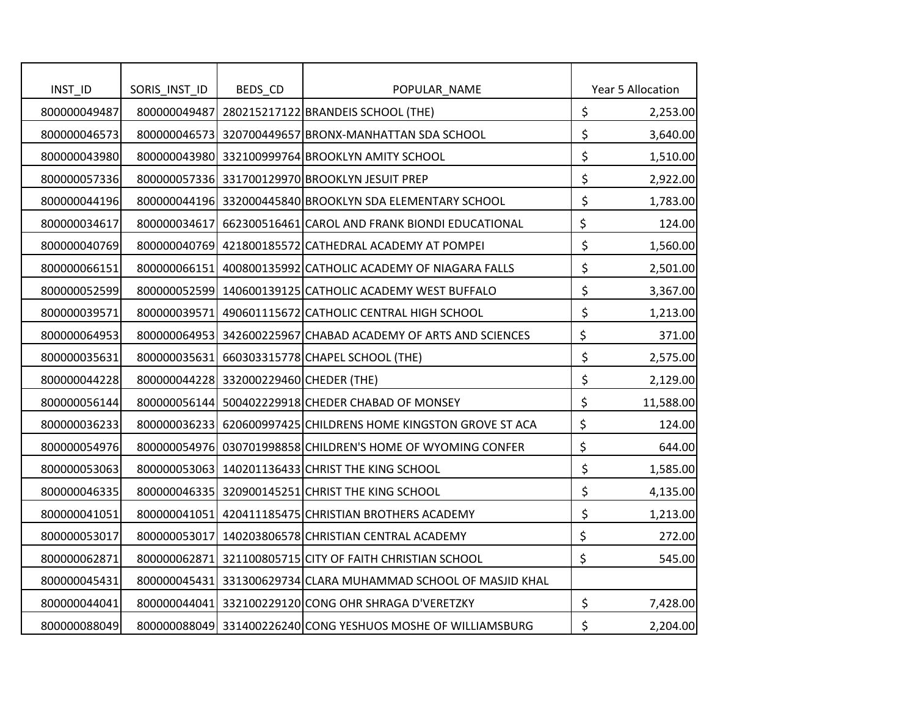| INST_ID | SORIS_INST_ID | BEDS_CD | POPULAR_NAME | Year 5 Allocation |
|---|---|---|---|---|
| 800000049487 | 800000049487 | 280215217122 | BRANDEIS SCHOOL (THE) | $ 2,253.00 |
| 800000046573 | 800000046573 | 320700449657 | BRONX-MANHATTAN SDA SCHOOL | $ 3,640.00 |
| 800000043980 | 800000043980 | 332100999764 | BROOKLYN AMITY SCHOOL | $ 1,510.00 |
| 800000057336 | 800000057336 | 331700129970 | BROOKLYN JESUIT PREP | $ 2,922.00 |
| 800000044196 | 800000044196 | 332000445840 | BROOKLYN SDA ELEMENTARY SCHOOL | $ 1,783.00 |
| 800000034617 | 800000034617 | 662300516461 | CAROL AND FRANK BIONDI EDUCATIONAL | $ 124.00 |
| 800000040769 | 800000040769 | 421800185572 | CATHEDRAL ACADEMY AT POMPEI | $ 1,560.00 |
| 800000066151 | 800000066151 | 400800135992 | CATHOLIC ACADEMY OF NIAGARA FALLS | $ 2,501.00 |
| 800000052599 | 800000052599 | 140600139125 | CATHOLIC ACADEMY WEST BUFFALO | $ 3,367.00 |
| 800000039571 | 800000039571 | 490601115672 | CATHOLIC CENTRAL HIGH SCHOOL | $ 1,213.00 |
| 800000064953 | 800000064953 | 342600225967 | CHABAD ACADEMY OF ARTS AND SCIENCES | $ 371.00 |
| 800000035631 | 800000035631 | 660303315778 | CHAPEL SCHOOL (THE) | $ 2,575.00 |
| 800000044228 | 800000044228 | 332000229460 | CHEDER (THE) | $ 2,129.00 |
| 800000056144 | 800000056144 | 500402229918 | CHEDER CHABAD OF MONSEY | $ 11,588.00 |
| 800000036233 | 800000036233 | 620600997425 | CHILDRENS HOME KINGSTON GROVE ST ACA | $ 124.00 |
| 800000054976 | 800000054976 | 030701998858 | CHILDREN'S HOME OF WYOMING CONFER | $ 644.00 |
| 800000053063 | 800000053063 | 140201136433 | CHRIST THE KING SCHOOL | $ 1,585.00 |
| 800000046335 | 800000046335 | 320900145251 | CHRIST THE KING SCHOOL | $ 4,135.00 |
| 800000041051 | 800000041051 | 420411185475 | CHRISTIAN BROTHERS ACADEMY | $ 1,213.00 |
| 800000053017 | 800000053017 | 140203806578 | CHRISTIAN CENTRAL ACADEMY | $ 272.00 |
| 800000062871 | 800000062871 | 321100805715 | CITY OF FAITH CHRISTIAN SCHOOL | $ 545.00 |
| 800000045431 | 800000045431 | 331300629734 | CLARA MUHAMMAD SCHOOL OF MASJID KHAL | |
| 800000044041 | 800000044041 | 332100229120 | CONG OHR SHRAGA D'VERETZKY | $ 7,428.00 |
| 800000088049 | 800000088049 | 331400226240 | CONG YESHUOS MOSHE OF WILLIAMSBURG | $ 2,204.00 |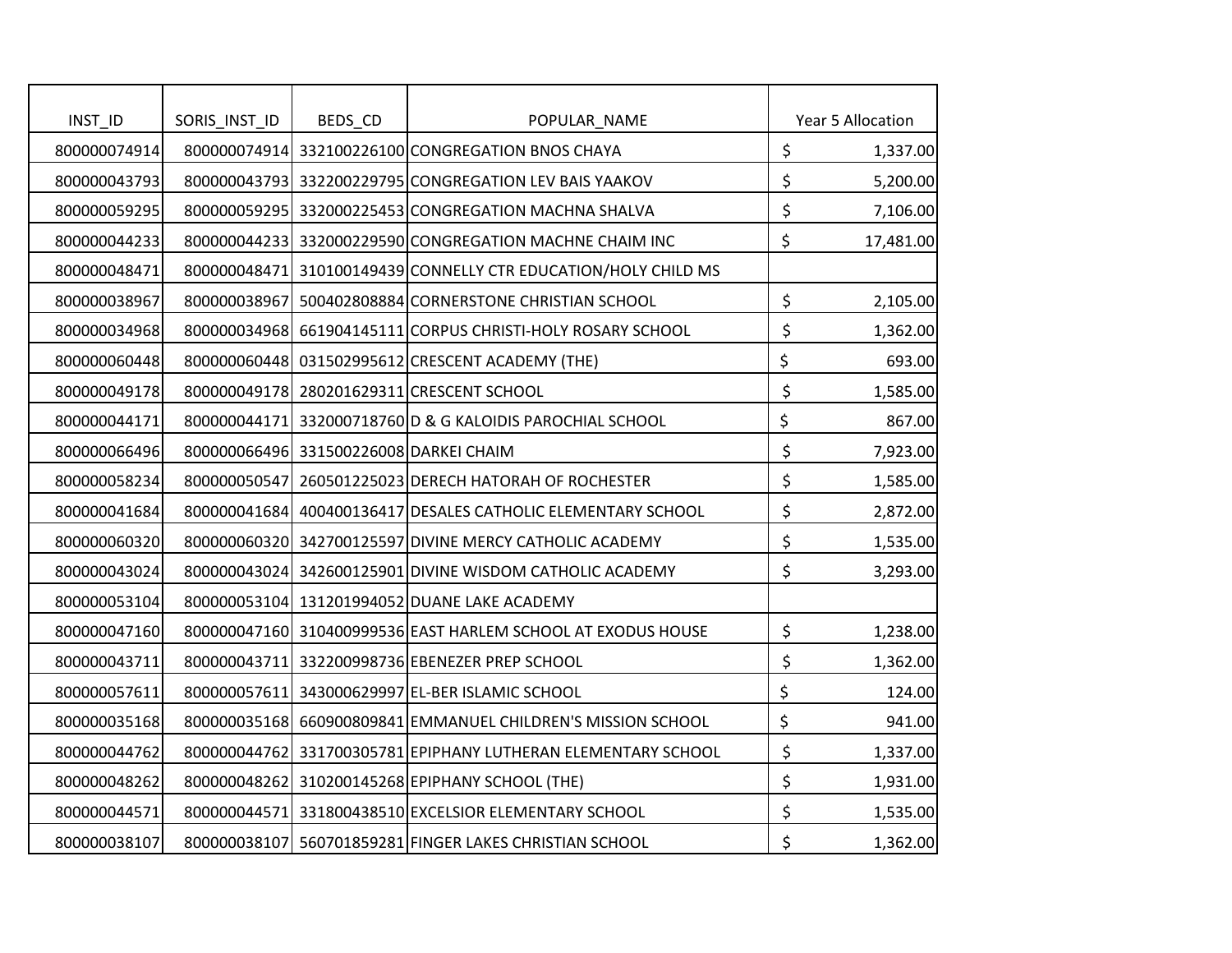| INST_ID | SORIS_INST_ID | BEDS_CD | POPULAR_NAME | Year 5 Allocation |
|---|---|---|---|---|
| 800000074914 | 800000074914 | 332100226100 | CONGREGATION BNOS CHAYA | $ 1,337.00 |
| 800000043793 | 800000043793 | 332200229795 | CONGREGATION LEV BAIS YAAKOV | $ 5,200.00 |
| 800000059295 | 800000059295 | 332000225453 | CONGREGATION MACHNA SHALVA | $ 7,106.00 |
| 800000044233 | 800000044233 | 332000229590 | CONGREGATION MACHNE CHAIM INC | $ 17,481.00 |
| 800000048471 | 800000048471 | 310100149439 | CONNELLY CTR EDUCATION/HOLY CHILD MS | |
| 800000038967 | 800000038967 | 500402808884 | CORNERSTONE CHRISTIAN SCHOOL | $ 2,105.00 |
| 800000034968 | 800000034968 | 661904145111 | CORPUS CHRISTI-HOLY ROSARY SCHOOL | $ 1,362.00 |
| 800000060448 | 800000060448 | 031502995612 | CRESCENT ACADEMY (THE) | $ 693.00 |
| 800000049178 | 800000049178 | 280201629311 | CRESCENT SCHOOL | $ 1,585.00 |
| 800000044171 | 800000044171 | 332000718760 | D & G KALOIDIS PAROCHIAL SCHOOL | $ 867.00 |
| 800000066496 | 800000066496 | 331500226008 | DARKEI CHAIM | $ 7,923.00 |
| 800000058234 | 800000050547 | 260501225023 | DERECH HATORAH OF ROCHESTER | $ 1,585.00 |
| 800000041684 | 800000041684 | 400400136417 | DESALES CATHOLIC ELEMENTARY SCHOOL | $ 2,872.00 |
| 800000060320 | 800000060320 | 342700125597 | DIVINE MERCY CATHOLIC ACADEMY | $ 1,535.00 |
| 800000043024 | 800000043024 | 342600125901 | DIVINE WISDOM CATHOLIC ACADEMY | $ 3,293.00 |
| 800000053104 | 800000053104 | 131201994052 | DUANE LAKE ACADEMY | |
| 800000047160 | 800000047160 | 310400999536 | EAST HARLEM SCHOOL AT EXODUS HOUSE | $ 1,238.00 |
| 800000043711 | 800000043711 | 332200998736 | EBENEZER PREP SCHOOL | $ 1,362.00 |
| 800000057611 | 800000057611 | 343000629997 | EL-BER ISLAMIC SCHOOL | $ 124.00 |
| 800000035168 | 800000035168 | 660900809841 | EMMANUEL CHILDREN'S MISSION SCHOOL | $ 941.00 |
| 800000044762 | 800000044762 | 331700305781 | EPIPHANY LUTHERAN ELEMENTARY SCHOOL | $ 1,337.00 |
| 800000048262 | 800000048262 | 310200145268 | EPIPHANY SCHOOL (THE) | $ 1,931.00 |
| 800000044571 | 800000044571 | 331800438510 | EXCELSIOR ELEMENTARY SCHOOL | $ 1,535.00 |
| 800000038107 | 800000038107 | 560701859281 | FINGER LAKES CHRISTIAN SCHOOL | $ 1,362.00 |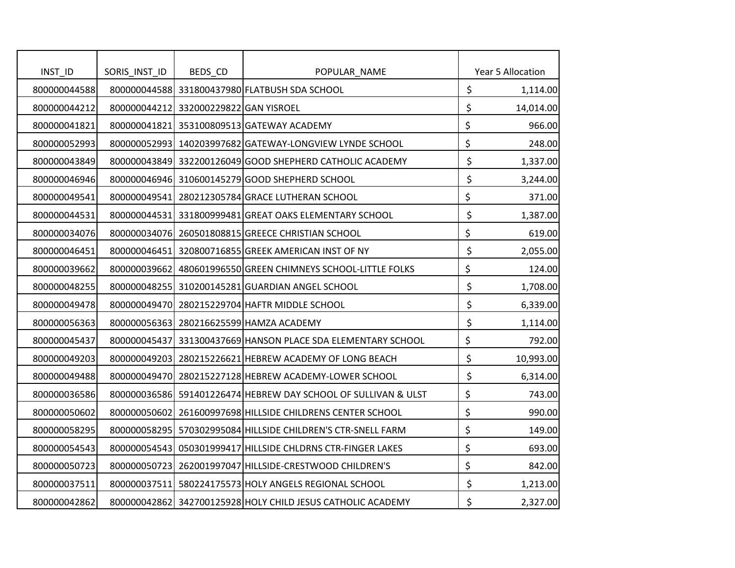| INST_ID | SORIS_INST_ID | BEDS_CD | POPULAR_NAME | Year 5 Allocation |
|---|---|---|---|---|
| 800000044588 | 800000044588 | 331800437980 | FLATBUSH SDA SCHOOL | $ 1,114.00 |
| 800000044212 | 800000044212 | 332000229822 | GAN YISROEL | $ 14,014.00 |
| 800000041821 | 800000041821 | 353100809513 | GATEWAY ACADEMY | $ 966.00 |
| 800000052993 | 800000052993 | 140203997682 | GATEWAY-LONGVIEW LYNDE SCHOOL | $ 248.00 |
| 800000043849 | 800000043849 | 332200126049 | GOOD SHEPHERD CATHOLIC ACADEMY | $ 1,337.00 |
| 800000046946 | 800000046946 | 310600145279 | GOOD SHEPHERD SCHOOL | $ 3,244.00 |
| 800000049541 | 800000049541 | 280212305784 | GRACE LUTHERAN SCHOOL | $ 371.00 |
| 800000044531 | 800000044531 | 331800999481 | GREAT OAKS ELEMENTARY SCHOOL | $ 1,387.00 |
| 800000034076 | 800000034076 | 260501808815 | GREECE CHRISTIAN SCHOOL | $ 619.00 |
| 800000046451 | 800000046451 | 320800716855 | GREEK AMERICAN INST OF NY | $ 2,055.00 |
| 800000039662 | 800000039662 | 480601996550 | GREEN CHIMNEYS SCHOOL-LITTLE FOLKS | $ 124.00 |
| 800000048255 | 800000048255 | 310200145281 | GUARDIAN ANGEL SCHOOL | $ 1,708.00 |
| 800000049478 | 800000049470 | 280215229704 | HAFTR MIDDLE SCHOOL | $ 6,339.00 |
| 800000056363 | 800000056363 | 280216625599 | HAMZA ACADEMY | $ 1,114.00 |
| 800000045437 | 800000045437 | 331300437669 | HANSON PLACE SDA ELEMENTARY SCHOOL | $ 792.00 |
| 800000049203 | 800000049203 | 280215226621 | HEBREW ACADEMY OF LONG BEACH | $ 10,993.00 |
| 800000049488 | 800000049470 | 280215227128 | HEBREW ACADEMY-LOWER SCHOOL | $ 6,314.00 |
| 800000036586 | 800000036586 | 591401226474 | HEBREW DAY SCHOOL OF SULLIVAN & ULST | $ 743.00 |
| 800000050602 | 800000050602 | 261600997698 | HILLSIDE CHILDRENS CENTER SCHOOL | $ 990.00 |
| 800000058295 | 800000058295 | 570302995084 | HILLSIDE CHILDREN'S CTR-SNELL FARM | $ 149.00 |
| 800000054543 | 800000054543 | 050301999417 | HILLSIDE CHLDRNS CTR-FINGER LAKES | $ 693.00 |
| 800000050723 | 800000050723 | 262001997047 | HILLSIDE-CRESTWOOD CHILDREN'S | $ 842.00 |
| 800000037511 | 800000037511 | 580224175573 | HOLY ANGELS REGIONAL SCHOOL | $ 1,213.00 |
| 800000042862 | 800000042862 | 342700125928 | HOLY CHILD JESUS CATHOLIC ACADEMY | $ 2,327.00 |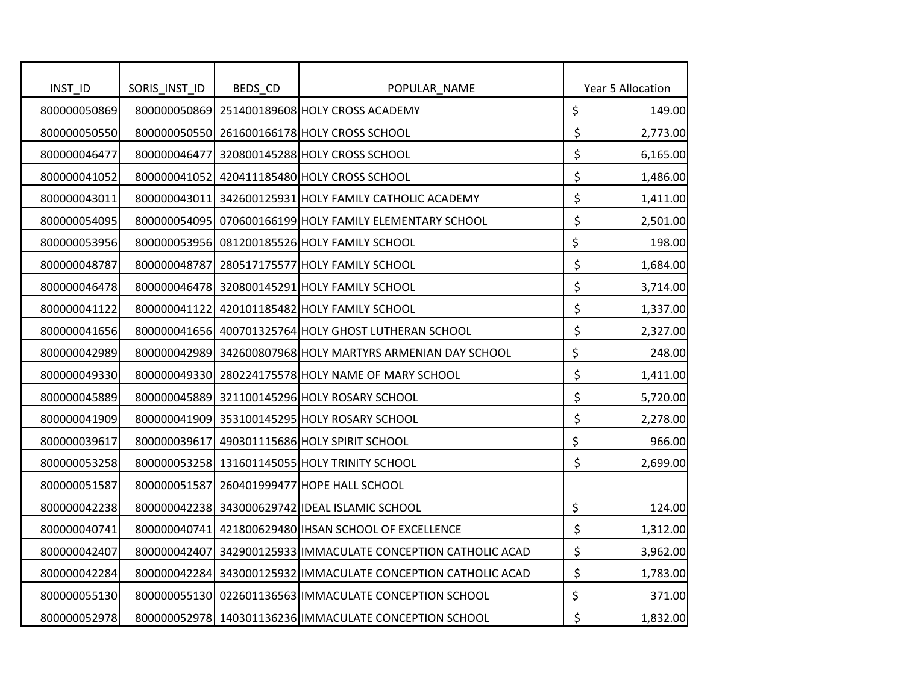| INST_ID | SORIS_INST_ID | BEDS_CD | POPULAR_NAME | Year 5 Allocation |
|---|---|---|---|---|
| 800000050869 | 800000050869 | 251400189608 | HOLY CROSS ACADEMY | $ 149.00 |
| 800000050550 | 800000050550 | 261600166178 | HOLY CROSS SCHOOL | $ 2,773.00 |
| 800000046477 | 800000046477 | 320800145288 | HOLY CROSS SCHOOL | $ 6,165.00 |
| 800000041052 | 800000041052 | 420411185480 | HOLY CROSS SCHOOL | $ 1,486.00 |
| 800000043011 | 800000043011 | 342600125931 | HOLY FAMILY CATHOLIC ACADEMY | $ 1,411.00 |
| 800000054095 | 800000054095 | 070600166199 | HOLY FAMILY ELEMENTARY SCHOOL | $ 2,501.00 |
| 800000053956 | 800000053956 | 081200185526 | HOLY FAMILY SCHOOL | $ 198.00 |
| 800000048787 | 800000048787 | 280517175577 | HOLY FAMILY SCHOOL | $ 1,684.00 |
| 800000046478 | 800000046478 | 320800145291 | HOLY FAMILY SCHOOL | $ 3,714.00 |
| 800000041122 | 800000041122 | 420101185482 | HOLY FAMILY SCHOOL | $ 1,337.00 |
| 800000041656 | 800000041656 | 400701325764 | HOLY GHOST LUTHERAN SCHOOL | $ 2,327.00 |
| 800000042989 | 800000042989 | 342600807968 | HOLY MARTYRS ARMENIAN DAY SCHOOL | $ 248.00 |
| 800000049330 | 800000049330 | 280224175578 | HOLY NAME OF MARY SCHOOL | $ 1,411.00 |
| 800000045889 | 800000045889 | 321100145296 | HOLY ROSARY SCHOOL | $ 5,720.00 |
| 800000041909 | 800000041909 | 353100145295 | HOLY ROSARY SCHOOL | $ 2,278.00 |
| 800000039617 | 800000039617 | 490301115686 | HOLY SPIRIT SCHOOL | $ 966.00 |
| 800000053258 | 800000053258 | 131601145055 | HOLY TRINITY SCHOOL | $ 2,699.00 |
| 800000051587 | 800000051587 | 260401999477 | HOPE HALL SCHOOL | |
| 800000042238 | 800000042238 | 343000629742 | IDEAL ISLAMIC SCHOOL | $ 124.00 |
| 800000040741 | 800000040741 | 421800629480 | IHSAN SCHOOL OF EXCELLENCE | $ 1,312.00 |
| 800000042407 | 800000042407 | 342900125933 | IMMACULATE CONCEPTION CATHOLIC ACAD | $ 3,962.00 |
| 800000042284 | 800000042284 | 343000125932 | IMMACULATE CONCEPTION CATHOLIC ACAD | $ 1,783.00 |
| 800000055130 | 800000055130 | 022601136563 | IMMACULATE CONCEPTION SCHOOL | $ 371.00 |
| 800000052978 | 800000052978 | 140301136236 | IMMACULATE CONCEPTION SCHOOL | $ 1,832.00 |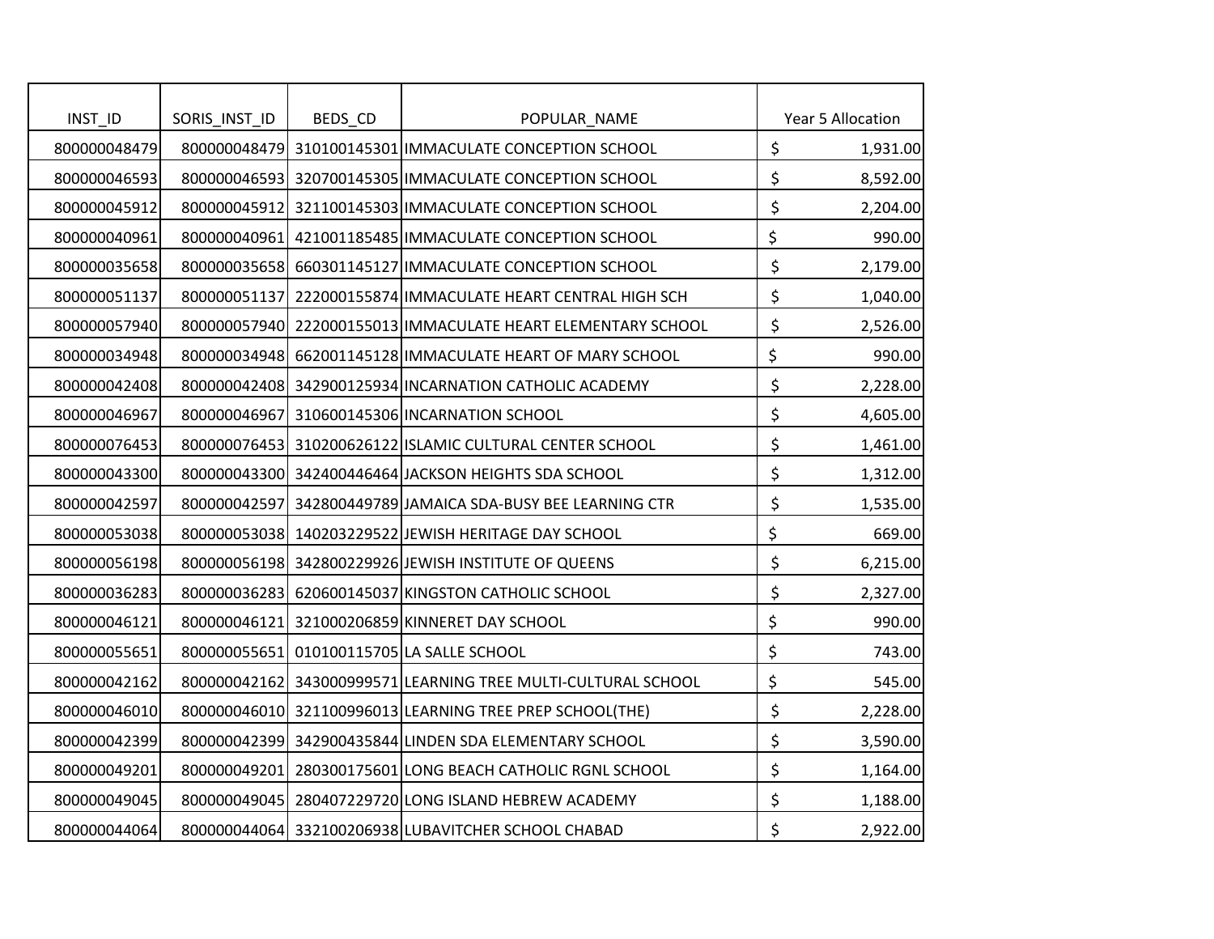| INST_ID | SORIS_INST_ID | BEDS_CD | POPULAR_NAME | Year 5 Allocation |
|---|---|---|---|---|
| 800000048479 | 800000048479 | 310100145301 | IMMACULATE CONCEPTION SCHOOL | $ 1,931.00 |
| 800000046593 | 800000046593 | 320700145305 | IMMACULATE CONCEPTION SCHOOL | $ 8,592.00 |
| 800000045912 | 800000045912 | 321100145303 | IMMACULATE CONCEPTION SCHOOL | $ 2,204.00 |
| 800000040961 | 800000040961 | 421001185485 | IMMACULATE CONCEPTION SCHOOL | $ 990.00 |
| 800000035658 | 800000035658 | 660301145127 | IMMACULATE CONCEPTION SCHOOL | $ 2,179.00 |
| 800000051137 | 800000051137 | 222000155874 | IMMACULATE HEART CENTRAL HIGH SCH | $ 1,040.00 |
| 800000057940 | 800000057940 | 222000155013 | IMMACULATE HEART ELEMENTARY SCHOOL | $ 2,526.00 |
| 800000034948 | 800000034948 | 662001145128 | IMMACULATE HEART OF MARY SCHOOL | $ 990.00 |
| 800000042408 | 800000042408 | 342900125934 | INCARNATION CATHOLIC ACADEMY | $ 2,228.00 |
| 800000046967 | 800000046967 | 310600145306 | INCARNATION SCHOOL | $ 4,605.00 |
| 800000076453 | 800000076453 | 310200626122 | ISLAMIC CULTURAL CENTER SCHOOL | $ 1,461.00 |
| 800000043300 | 800000043300 | 342400446464 | JACKSON HEIGHTS SDA SCHOOL | $ 1,312.00 |
| 800000042597 | 800000042597 | 342800449789 | JAMAICA SDA-BUSY BEE LEARNING CTR | $ 1,535.00 |
| 800000053038 | 800000053038 | 140203229522 | JEWISH HERITAGE DAY SCHOOL | $ 669.00 |
| 800000056198 | 800000056198 | 342800229926 | JEWISH INSTITUTE OF QUEENS | $ 6,215.00 |
| 800000036283 | 800000036283 | 620600145037 | KINGSTON CATHOLIC SCHOOL | $ 2,327.00 |
| 800000046121 | 800000046121 | 321000206859 | KINNERET DAY SCHOOL | $ 990.00 |
| 800000055651 | 800000055651 | 010100115705 | LA SALLE SCHOOL | $ 743.00 |
| 800000042162 | 800000042162 | 343000999571 | LEARNING TREE MULTI-CULTURAL SCHOOL | $ 545.00 |
| 800000046010 | 800000046010 | 321100996013 | LEARNING TREE PREP SCHOOL(THE) | $ 2,228.00 |
| 800000042399 | 800000042399 | 342900435844 | LINDEN SDA ELEMENTARY SCHOOL | $ 3,590.00 |
| 800000049201 | 800000049201 | 280300175601 | LONG BEACH CATHOLIC RGNL SCHOOL | $ 1,164.00 |
| 800000049045 | 800000049045 | 280407229720 | LONG ISLAND HEBREW ACADEMY | $ 1,188.00 |
| 800000044064 | 800000044064 | 332100206938 | LUBAVITCHER SCHOOL CHABAD | $ 2,922.00 |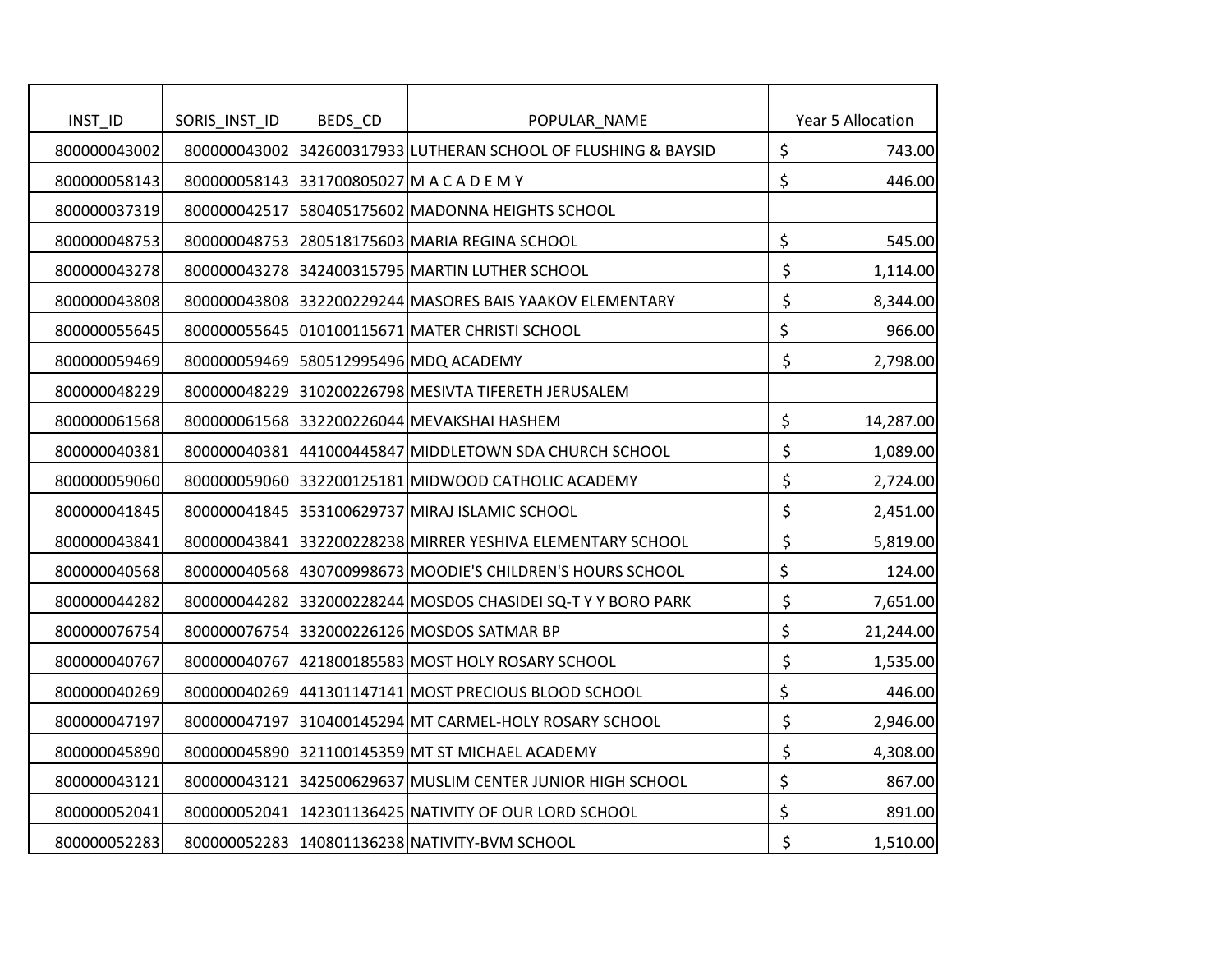| INST_ID | SORIS_INST_ID | BEDS_CD | POPULAR_NAME | Year 5 Allocation |
|---|---|---|---|---|
| 800000043002 | 800000043002 | 342600317933 | LUTHERAN SCHOOL OF FLUSHING & BAYSID | $ 743.00 |
| 800000058143 | 800000058143 | 331700805027 | M A C A D E M Y | $ 446.00 |
| 800000037319 | 800000042517 | 580405175602 | MADONNA HEIGHTS SCHOOL | |
| 800000048753 | 800000048753 | 280518175603 | MARIA REGINA SCHOOL | $ 545.00 |
| 800000043278 | 800000043278 | 342400315795 | MARTIN LUTHER SCHOOL | $ 1,114.00 |
| 800000043808 | 800000043808 | 332200229244 | MASORES BAIS YAAKOV ELEMENTARY | $ 8,344.00 |
| 800000055645 | 800000055645 | 010100115671 | MATER CHRISTI SCHOOL | $ 966.00 |
| 800000059469 | 800000059469 | 580512995496 | MDQ ACADEMY | $ 2,798.00 |
| 800000048229 | 800000048229 | 310200226798 | MESIVTA TIFERETH JERUSALEM | |
| 800000061568 | 800000061568 | 332200226044 | MEVAKSHAI HASHEM | $ 14,287.00 |
| 800000040381 | 800000040381 | 441000445847 | MIDDLETOWN SDA CHURCH SCHOOL | $ 1,089.00 |
| 800000059060 | 800000059060 | 332200125181 | MIDWOOD CATHOLIC ACADEMY | $ 2,724.00 |
| 800000041845 | 800000041845 | 353100629737 | MIRAJ ISLAMIC SCHOOL | $ 2,451.00 |
| 800000043841 | 800000043841 | 332200228238 | MIRRER YESHIVA ELEMENTARY SCHOOL | $ 5,819.00 |
| 800000040568 | 800000040568 | 430700998673 | MOODIE'S CHILDREN'S HOURS SCHOOL | $ 124.00 |
| 800000044282 | 800000044282 | 332000228244 | MOSDOS CHASIDEI SQ-T Y Y BORO PARK | $ 7,651.00 |
| 800000076754 | 800000076754 | 332000226126 | MOSDOS SATMAR BP | $ 21,244.00 |
| 800000040767 | 800000040767 | 421800185583 | MOST HOLY ROSARY SCHOOL | $ 1,535.00 |
| 800000040269 | 800000040269 | 441301147141 | MOST PRECIOUS BLOOD SCHOOL | $ 446.00 |
| 800000047197 | 800000047197 | 310400145294 | MT CARMEL-HOLY ROSARY SCHOOL | $ 2,946.00 |
| 800000045890 | 800000045890 | 321100145359 | MT ST MICHAEL ACADEMY | $ 4,308.00 |
| 800000043121 | 800000043121 | 342500629637 | MUSLIM CENTER JUNIOR HIGH SCHOOL | $ 867.00 |
| 800000052041 | 800000052041 | 142301136425 | NATIVITY OF OUR LORD SCHOOL | $ 891.00 |
| 800000052283 | 800000052283 | 140801136238 | NATIVITY-BVM SCHOOL | $ 1,510.00 |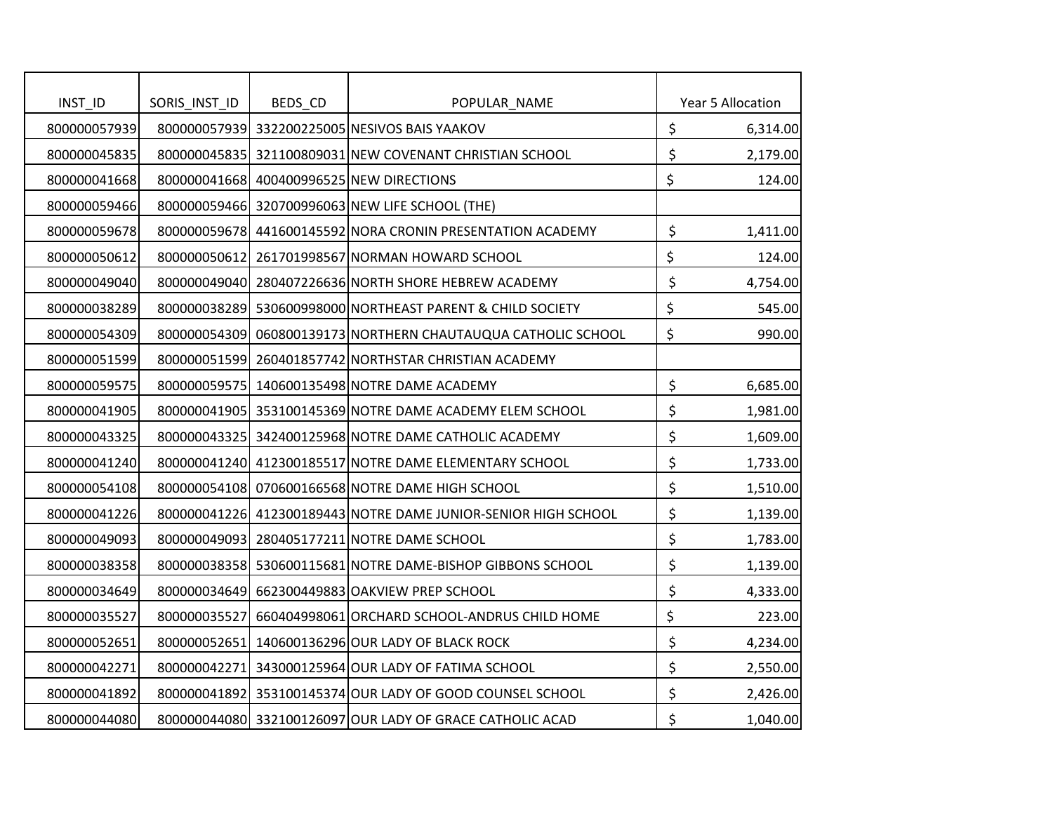| INST_ID | SORIS_INST_ID | BEDS_CD | POPULAR_NAME | Year 5 Allocation |
|---|---|---|---|---|
| 800000057939 | 800000057939 | 332200225005 | NESIVOS BAIS YAAKOV | $ 6,314.00 |
| 800000045835 | 800000045835 | 321100809031 | NEW COVENANT CHRISTIAN SCHOOL | $ 2,179.00 |
| 800000041668 | 800000041668 | 400400996525 | NEW DIRECTIONS | $ 124.00 |
| 800000059466 | 800000059466 | 320700996063 | NEW LIFE SCHOOL (THE) | |
| 800000059678 | 800000059678 | 441600145592 | NORA CRONIN PRESENTATION ACADEMY | $ 1,411.00 |
| 800000050612 | 800000050612 | 261701998567 | NORMAN HOWARD SCHOOL | $ 124.00 |
| 800000049040 | 800000049040 | 280407226636 | NORTH SHORE HEBREW ACADEMY | $ 4,754.00 |
| 800000038289 | 800000038289 | 530600998000 | NORTHEAST PARENT & CHILD SOCIETY | $ 545.00 |
| 800000054309 | 800000054309 | 060800139173 | NORTHERN CHAUTAUQUA CATHOLIC SCHOOL | $ 990.00 |
| 800000051599 | 800000051599 | 260401857742 | NORTHSTAR CHRISTIAN ACADEMY | |
| 800000059575 | 800000059575 | 140600135498 | NOTRE DAME ACADEMY | $ 6,685.00 |
| 800000041905 | 800000041905 | 353100145369 | NOTRE DAME ACADEMY ELEM SCHOOL | $ 1,981.00 |
| 800000043325 | 800000043325 | 342400125968 | NOTRE DAME CATHOLIC ACADEMY | $ 1,609.00 |
| 800000041240 | 800000041240 | 412300185517 | NOTRE DAME ELEMENTARY SCHOOL | $ 1,733.00 |
| 800000054108 | 800000054108 | 070600166568 | NOTRE DAME HIGH SCHOOL | $ 1,510.00 |
| 800000041226 | 800000041226 | 412300189443 | NOTRE DAME JUNIOR-SENIOR HIGH SCHOOL | $ 1,139.00 |
| 800000049093 | 800000049093 | 280405177211 | NOTRE DAME SCHOOL | $ 1,783.00 |
| 800000038358 | 800000038358 | 530600115681 | NOTRE DAME-BISHOP GIBBONS SCHOOL | $ 1,139.00 |
| 800000034649 | 800000034649 | 662300449883 | OAKVIEW PREP SCHOOL | $ 4,333.00 |
| 800000035527 | 800000035527 | 660404998061 | ORCHARD SCHOOL-ANDRUS CHILD HOME | $ 223.00 |
| 800000052651 | 800000052651 | 140600136296 | OUR LADY OF BLACK ROCK | $ 4,234.00 |
| 800000042271 | 800000042271 | 343000125964 | OUR LADY OF FATIMA SCHOOL | $ 2,550.00 |
| 800000041892 | 800000041892 | 353100145374 | OUR LADY OF GOOD COUNSEL SCHOOL | $ 2,426.00 |
| 800000044080 | 800000044080 | 332100126097 | OUR LADY OF GRACE CATHOLIC ACAD | $ 1,040.00 |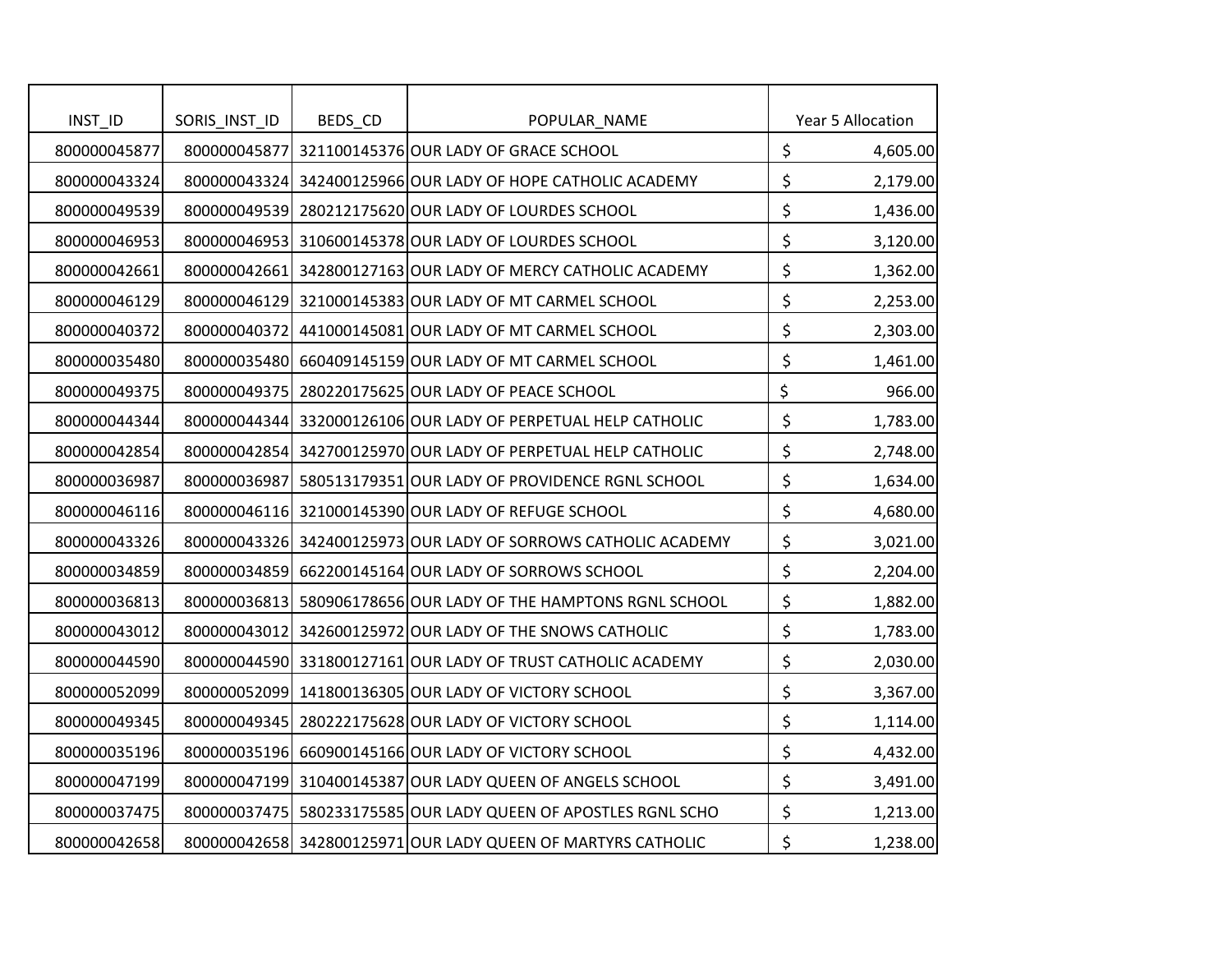| INST_ID | SORIS_INST_ID | BEDS_CD | POPULAR_NAME | Year 5 Allocation |
|---|---|---|---|---|
| 800000045877 | 800000045877 | 321100145376 | OUR LADY OF GRACE SCHOOL | $ 4,605.00 |
| 800000043324 | 800000043324 | 342400125966 | OUR LADY OF HOPE CATHOLIC ACADEMY | $ 2,179.00 |
| 800000049539 | 800000049539 | 280212175620 | OUR LADY OF LOURDES SCHOOL | $ 1,436.00 |
| 800000046953 | 800000046953 | 310600145378 | OUR LADY OF LOURDES SCHOOL | $ 3,120.00 |
| 800000042661 | 800000042661 | 342800127163 | OUR LADY OF MERCY CATHOLIC ACADEMY | $ 1,362.00 |
| 800000046129 | 800000046129 | 321000145383 | OUR LADY OF MT CARMEL SCHOOL | $ 2,253.00 |
| 800000040372 | 800000040372 | 441000145081 | OUR LADY OF MT CARMEL SCHOOL | $ 2,303.00 |
| 800000035480 | 800000035480 | 660409145159 | OUR LADY OF MT CARMEL SCHOOL | $ 1,461.00 |
| 800000049375 | 800000049375 | 280220175625 | OUR LADY OF PEACE SCHOOL | $ 966.00 |
| 800000044344 | 800000044344 | 332000126106 | OUR LADY OF PERPETUAL HELP CATHOLIC | $ 1,783.00 |
| 800000042854 | 800000042854 | 342700125970 | OUR LADY OF PERPETUAL HELP CATHOLIC | $ 2,748.00 |
| 800000036987 | 800000036987 | 580513179351 | OUR LADY OF PROVIDENCE RGNL SCHOOL | $ 1,634.00 |
| 800000046116 | 800000046116 | 321000145390 | OUR LADY OF REFUGE SCHOOL | $ 4,680.00 |
| 800000043326 | 800000043326 | 342400125973 | OUR LADY OF SORROWS CATHOLIC ACADEMY | $ 3,021.00 |
| 800000034859 | 800000034859 | 662200145164 | OUR LADY OF SORROWS SCHOOL | $ 2,204.00 |
| 800000036813 | 800000036813 | 580906178656 | OUR LADY OF THE HAMPTONS RGNL SCHOOL | $ 1,882.00 |
| 800000043012 | 800000043012 | 342600125972 | OUR LADY OF THE SNOWS CATHOLIC | $ 1,783.00 |
| 800000044590 | 800000044590 | 331800127161 | OUR LADY OF TRUST CATHOLIC ACADEMY | $ 2,030.00 |
| 800000052099 | 800000052099 | 141800136305 | OUR LADY OF VICTORY SCHOOL | $ 3,367.00 |
| 800000049345 | 800000049345 | 280222175628 | OUR LADY OF VICTORY SCHOOL | $ 1,114.00 |
| 800000035196 | 800000035196 | 660900145166 | OUR LADY OF VICTORY SCHOOL | $ 4,432.00 |
| 800000047199 | 800000047199 | 310400145387 | OUR LADY QUEEN OF ANGELS SCHOOL | $ 3,491.00 |
| 800000037475 | 800000037475 | 580233175585 | OUR LADY QUEEN OF APOSTLES RGNL SCHO | $ 1,213.00 |
| 800000042658 | 800000042658 | 342800125971 | OUR LADY QUEEN OF MARTYRS CATHOLIC | $ 1,238.00 |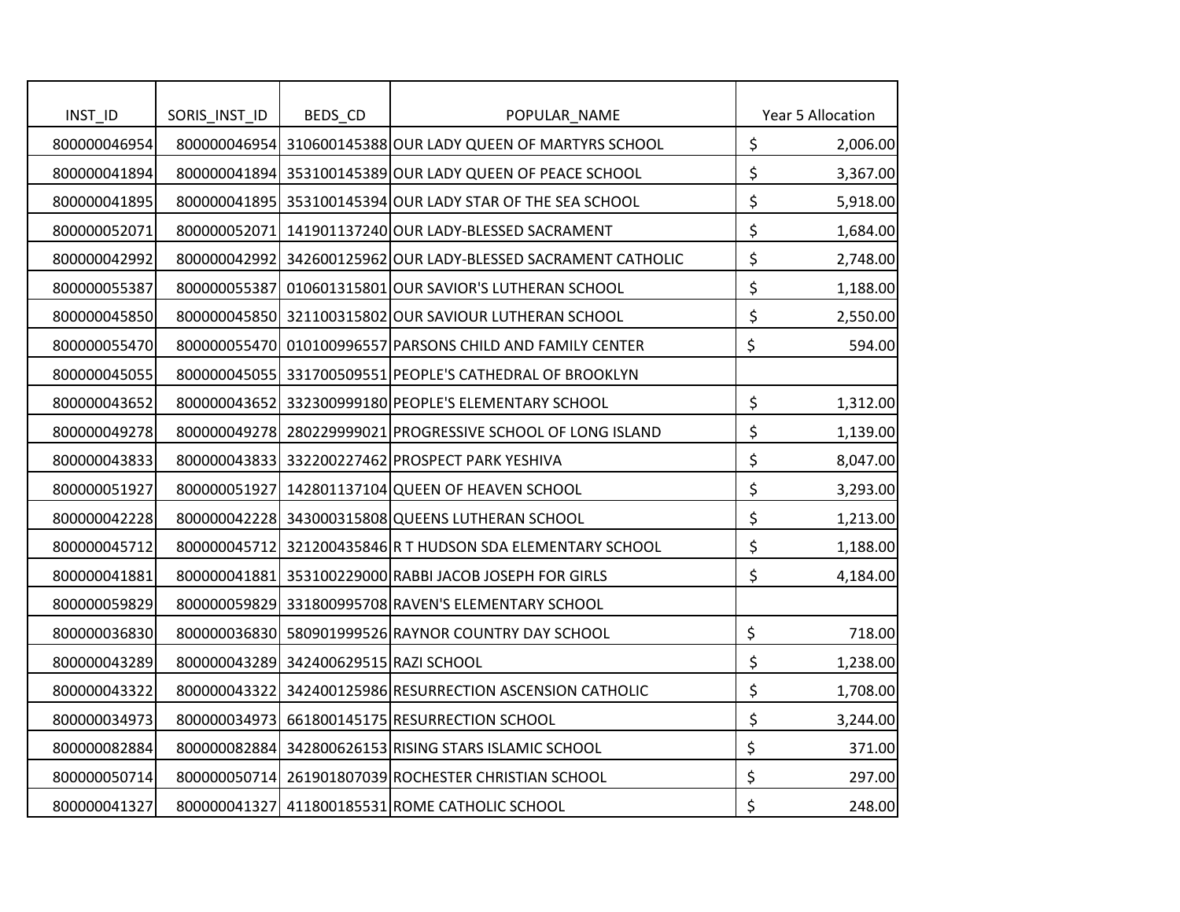| INST_ID | SORIS_INST_ID | BEDS_CD | POPULAR_NAME | Year 5 Allocation |
|---|---|---|---|---|
| 800000046954 | 800000046954 | 310600145388 | OUR LADY QUEEN OF MARTYRS SCHOOL | $ 2,006.00 |
| 800000041894 | 800000041894 | 353100145389 | OUR LADY QUEEN OF PEACE SCHOOL | $ 3,367.00 |
| 800000041895 | 800000041895 | 353100145394 | OUR LADY STAR OF THE SEA SCHOOL | $ 5,918.00 |
| 800000052071 | 800000052071 | 141901137240 | OUR LADY-BLESSED SACRAMENT | $ 1,684.00 |
| 800000042992 | 800000042992 | 342600125962 | OUR LADY-BLESSED SACRAMENT CATHOLIC | $ 2,748.00 |
| 800000055387 | 800000055387 | 010601315801 | OUR SAVIOR'S LUTHERAN SCHOOL | $ 1,188.00 |
| 800000045850 | 800000045850 | 321100315802 | OUR SAVIOUR LUTHERAN SCHOOL | $ 2,550.00 |
| 800000055470 | 800000055470 | 010100996557 | PARSONS CHILD AND FAMILY CENTER | $ 594.00 |
| 800000045055 | 800000045055 | 331700509551 | PEOPLE'S CATHEDRAL OF BROOKLYN | |
| 800000043652 | 800000043652 | 332300999180 | PEOPLE'S ELEMENTARY SCHOOL | $ 1,312.00 |
| 800000049278 | 800000049278 | 280229999021 | PROGRESSIVE SCHOOL OF LONG ISLAND | $ 1,139.00 |
| 800000043833 | 800000043833 | 332200227462 | PROSPECT PARK YESHIVA | $ 8,047.00 |
| 800000051927 | 800000051927 | 142801137104 | QUEEN OF HEAVEN SCHOOL | $ 3,293.00 |
| 800000042228 | 800000042228 | 343000315808 | QUEENS LUTHERAN SCHOOL | $ 1,213.00 |
| 800000045712 | 800000045712 | 321200435846 | R T HUDSON SDA ELEMENTARY SCHOOL | $ 1,188.00 |
| 800000041881 | 800000041881 | 353100229000 | RABBI JACOB JOSEPH FOR GIRLS | $ 4,184.00 |
| 800000059829 | 800000059829 | 331800995708 | RAVEN'S ELEMENTARY SCHOOL | |
| 800000036830 | 800000036830 | 580901999526 | RAYNOR COUNTRY DAY SCHOOL | $ 718.00 |
| 800000043289 | 800000043289 | 342400629515 | RAZI SCHOOL | $ 1,238.00 |
| 800000043322 | 800000043322 | 342400125986 | RESURRECTION ASCENSION CATHOLIC | $ 1,708.00 |
| 800000034973 | 800000034973 | 661800145175 | RESURRECTION SCHOOL | $ 3,244.00 |
| 800000082884 | 800000082884 | 342800626153 | RISING STARS ISLAMIC SCHOOL | $ 371.00 |
| 800000050714 | 800000050714 | 261901807039 | ROCHESTER CHRISTIAN SCHOOL | $ 297.00 |
| 800000041327 | 800000041327 | 411800185531 | ROME CATHOLIC SCHOOL | $ 248.00 |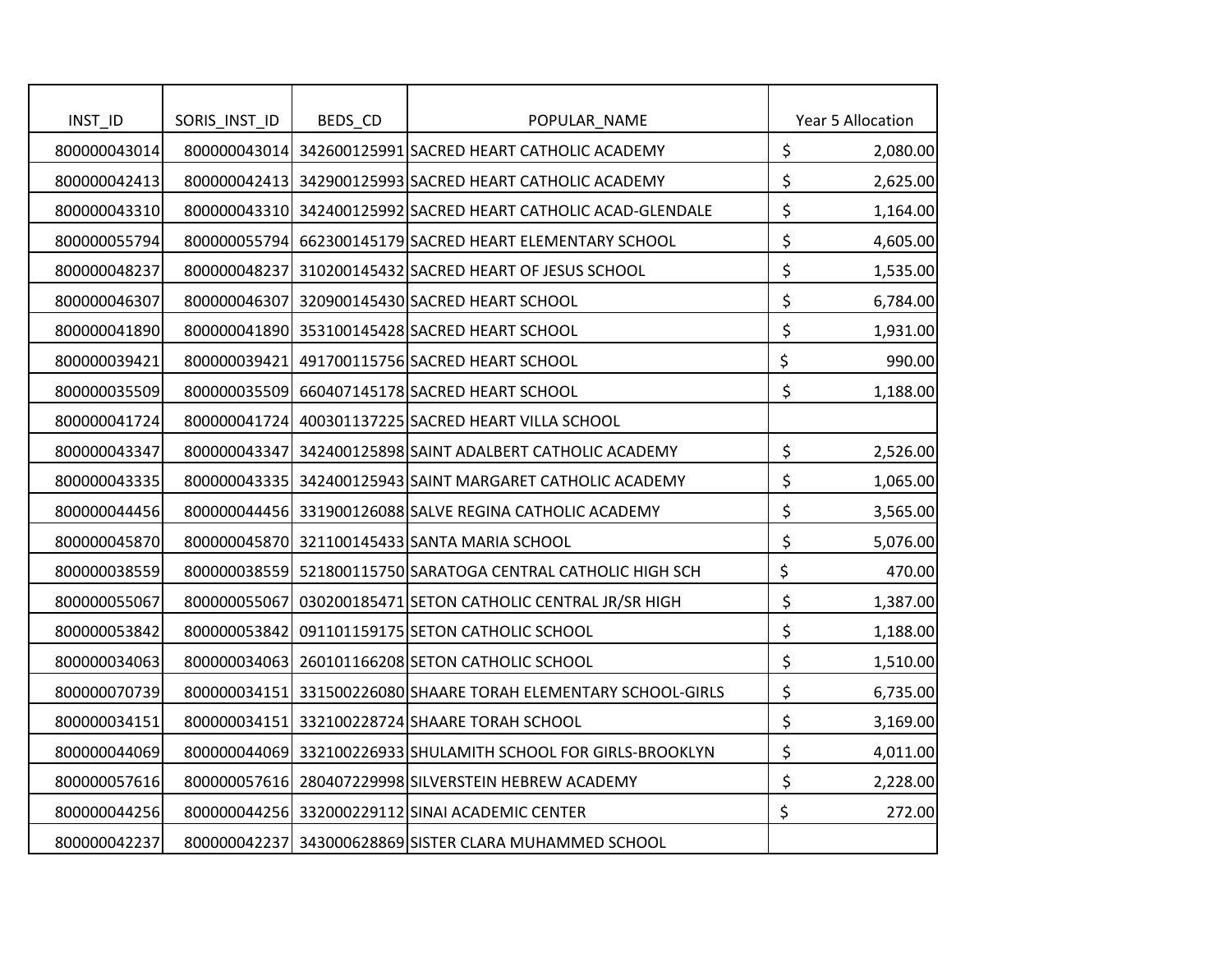| INST_ID | SORIS_INST_ID | BEDS_CD | POPULAR_NAME | Year 5 Allocation |
|---|---|---|---|---|
| 800000043014 | 800000043014 | 342600125991 | SACRED HEART CATHOLIC ACADEMY | $ 2,080.00 |
| 800000042413 | 800000042413 | 342900125993 | SACRED HEART CATHOLIC ACADEMY | $ 2,625.00 |
| 800000043310 | 800000043310 | 342400125992 | SACRED HEART CATHOLIC ACAD-GLENDALE | $ 1,164.00 |
| 800000055794 | 800000055794 | 662300145179 | SACRED HEART ELEMENTARY SCHOOL | $ 4,605.00 |
| 800000048237 | 800000048237 | 310200145432 | SACRED HEART OF JESUS SCHOOL | $ 1,535.00 |
| 800000046307 | 800000046307 | 320900145430 | SACRED HEART SCHOOL | $ 6,784.00 |
| 800000041890 | 800000041890 | 353100145428 | SACRED HEART SCHOOL | $ 1,931.00 |
| 800000039421 | 800000039421 | 491700115756 | SACRED HEART SCHOOL | $ 990.00 |
| 800000035509 | 800000035509 | 660407145178 | SACRED HEART SCHOOL | $ 1,188.00 |
| 800000041724 | 800000041724 | 400301137225 | SACRED HEART VILLA SCHOOL | |
| 800000043347 | 800000043347 | 342400125898 | SAINT ADALBERT CATHOLIC ACADEMY | $ 2,526.00 |
| 800000043335 | 800000043335 | 342400125943 | SAINT MARGARET CATHOLIC ACADEMY | $ 1,065.00 |
| 800000044456 | 800000044456 | 331900126088 | SALVE REGINA CATHOLIC ACADEMY | $ 3,565.00 |
| 800000045870 | 800000045870 | 321100145433 | SANTA MARIA SCHOOL | $ 5,076.00 |
| 800000038559 | 800000038559 | 521800115750 | SARATOGA CENTRAL CATHOLIC HIGH SCH | $ 470.00 |
| 800000055067 | 800000055067 | 030200185471 | SETON CATHOLIC CENTRAL JR/SR HIGH | $ 1,387.00 |
| 800000053842 | 800000053842 | 091101159175 | SETON CATHOLIC SCHOOL | $ 1,188.00 |
| 800000034063 | 800000034063 | 260101166208 | SETON CATHOLIC SCHOOL | $ 1,510.00 |
| 800000070739 | 800000034151 | 331500226080 | SHAARE TORAH ELEMENTARY SCHOOL-GIRLS | $ 6,735.00 |
| 800000034151 | 800000034151 | 332100228724 | SHAARE TORAH SCHOOL | $ 3,169.00 |
| 800000044069 | 800000044069 | 332100226933 | SHULAMITH SCHOOL FOR GIRLS-BROOKLYN | $ 4,011.00 |
| 800000057616 | 800000057616 | 280407229998 | SILVERSTEIN HEBREW ACADEMY | $ 2,228.00 |
| 800000044256 | 800000044256 | 332000229112 | SINAI ACADEMIC CENTER | $ 272.00 |
| 800000042237 | 800000042237 | 343000628869 | SISTER CLARA MUHAMMED SCHOOL | |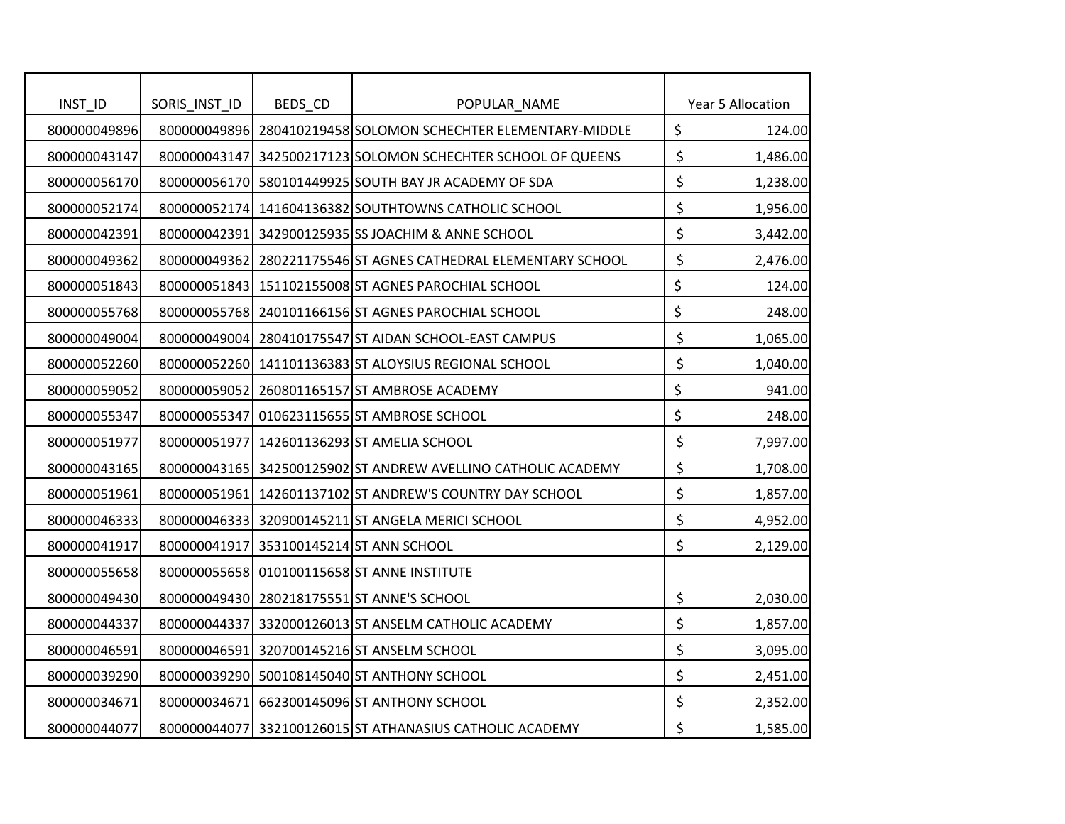| INST_ID | SORIS_INST_ID | BEDS_CD | POPULAR_NAME | Year 5 Allocation |
|---|---|---|---|---|
| 800000049896 | 800000049896 | 280410219458 | SOLOMON SCHECHTER ELEMENTARY-MIDDLE | $ 124.00 |
| 800000043147 | 800000043147 | 342500217123 | SOLOMON SCHECHTER SCHOOL OF QUEENS | $ 1,486.00 |
| 800000056170 | 800000056170 | 580101449925 | SOUTH BAY JR ACADEMY OF SDA | $ 1,238.00 |
| 800000052174 | 800000052174 | 141604136382 | SOUTHTOWNS CATHOLIC SCHOOL | $ 1,956.00 |
| 800000042391 | 800000042391 | 342900125935 | SS JOACHIM & ANNE SCHOOL | $ 3,442.00 |
| 800000049362 | 800000049362 | 280221175546 | ST AGNES CATHEDRAL ELEMENTARY SCHOOL | $ 2,476.00 |
| 800000051843 | 800000051843 | 151102155008 | ST AGNES PAROCHIAL SCHOOL | $ 124.00 |
| 800000055768 | 800000055768 | 240101166156 | ST AGNES PAROCHIAL SCHOOL | $ 248.00 |
| 800000049004 | 800000049004 | 280410175547 | ST AIDAN SCHOOL-EAST CAMPUS | $ 1,065.00 |
| 800000052260 | 800000052260 | 141101136383 | ST ALOYSIUS REGIONAL SCHOOL | $ 1,040.00 |
| 800000059052 | 800000059052 | 260801165157 | ST AMBROSE ACADEMY | $ 941.00 |
| 800000055347 | 800000055347 | 010623115655 | ST AMBROSE SCHOOL | $ 248.00 |
| 800000051977 | 800000051977 | 142601136293 | ST AMELIA SCHOOL | $ 7,997.00 |
| 800000043165 | 800000043165 | 342500125902 | ST ANDREW AVELLINO CATHOLIC ACADEMY | $ 1,708.00 |
| 800000051961 | 800000051961 | 142601137102 | ST ANDREW'S COUNTRY DAY SCHOOL | $ 1,857.00 |
| 800000046333 | 800000046333 | 320900145211 | ST ANGELA MERICI SCHOOL | $ 4,952.00 |
| 800000041917 | 800000041917 | 353100145214 | ST ANN SCHOOL | $ 2,129.00 |
| 800000055658 | 800000055658 | 010100115658 | ST ANNE INSTITUTE | |
| 800000049430 | 800000049430 | 280218175551 | ST ANNE'S SCHOOL | $ 2,030.00 |
| 800000044337 | 800000044337 | 332000126013 | ST ANSELM CATHOLIC ACADEMY | $ 1,857.00 |
| 800000046591 | 800000046591 | 320700145216 | ST ANSELM SCHOOL | $ 3,095.00 |
| 800000039290 | 800000039290 | 500108145040 | ST ANTHONY SCHOOL | $ 2,451.00 |
| 800000034671 | 800000034671 | 662300145096 | ST ANTHONY SCHOOL | $ 2,352.00 |
| 800000044077 | 800000044077 | 332100126015 | ST ATHANASIUS CATHOLIC ACADEMY | $ 1,585.00 |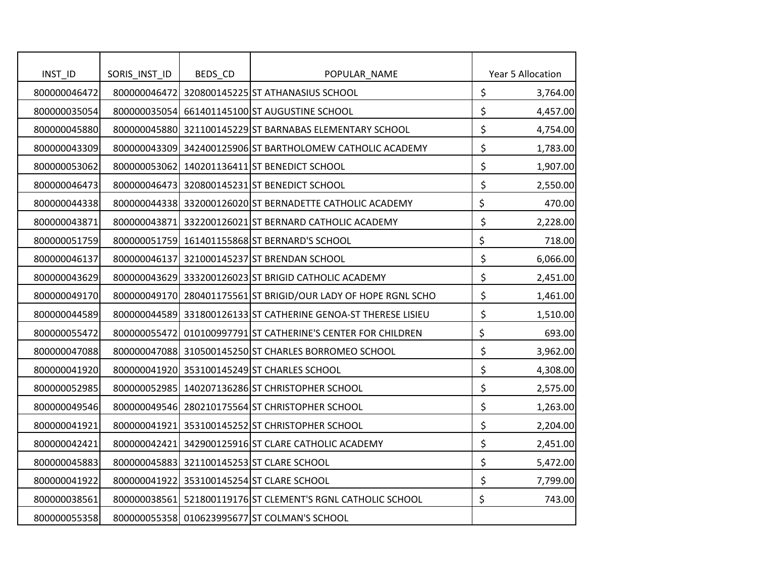| INST_ID | SORIS_INST_ID | BEDS_CD | POPULAR_NAME | Year 5 Allocation |
|---|---|---|---|---|
| 800000046472 | 800000046472 | 320800145225 | ST ATHANASIUS SCHOOL | $ 3,764.00 |
| 800000035054 | 800000035054 | 661401145100 | ST AUGUSTINE SCHOOL | $ 4,457.00 |
| 800000045880 | 800000045880 | 321100145229 | ST BARNABAS ELEMENTARY SCHOOL | $ 4,754.00 |
| 800000043309 | 800000043309 | 342400125906 | ST BARTHOLOMEW CATHOLIC ACADEMY | $ 1,783.00 |
| 800000053062 | 800000053062 | 140201136411 | ST BENEDICT SCHOOL | $ 1,907.00 |
| 800000046473 | 800000046473 | 320800145231 | ST BENEDICT SCHOOL | $ 2,550.00 |
| 800000044338 | 800000044338 | 332000126020 | ST BERNADETTE CATHOLIC ACADEMY | $ 470.00 |
| 800000043871 | 800000043871 | 332200126021 | ST BERNARD CATHOLIC ACADEMY | $ 2,228.00 |
| 800000051759 | 800000051759 | 161401155868 | ST BERNARD'S SCHOOL | $ 718.00 |
| 800000046137 | 800000046137 | 321000145237 | ST BRENDAN SCHOOL | $ 6,066.00 |
| 800000043629 | 800000043629 | 333200126023 | ST BRIGID CATHOLIC ACADEMY | $ 2,451.00 |
| 800000049170 | 800000049170 | 280401175561 | ST BRIGID/OUR LADY OF HOPE RGNL SCHO | $ 1,461.00 |
| 800000044589 | 800000044589 | 331800126133 | ST CATHERINE GENOA-ST THERESE LISIEU | $ 1,510.00 |
| 800000055472 | 800000055472 | 010100997791 | ST CATHERINE'S CENTER FOR CHILDREN | $ 693.00 |
| 800000047088 | 800000047088 | 310500145250 | ST CHARLES BORROMEO SCHOOL | $ 3,962.00 |
| 800000041920 | 800000041920 | 353100145249 | ST CHARLES SCHOOL | $ 4,308.00 |
| 800000052985 | 800000052985 | 140207136286 | ST CHRISTOPHER SCHOOL | $ 2,575.00 |
| 800000049546 | 800000049546 | 280210175564 | ST CHRISTOPHER SCHOOL | $ 1,263.00 |
| 800000041921 | 800000041921 | 353100145252 | ST CHRISTOPHER SCHOOL | $ 2,204.00 |
| 800000042421 | 800000042421 | 342900125916 | ST CLARE CATHOLIC ACADEMY | $ 2,451.00 |
| 800000045883 | 800000045883 | 321100145253 | ST CLARE SCHOOL | $ 5,472.00 |
| 800000041922 | 800000041922 | 353100145254 | ST CLARE SCHOOL | $ 7,799.00 |
| 800000038561 | 800000038561 | 521800119176 | ST CLEMENT'S RGNL CATHOLIC SCHOOL | $ 743.00 |
| 800000055358 | 800000055358 | 010623995677 | ST COLMAN'S SCHOOL | |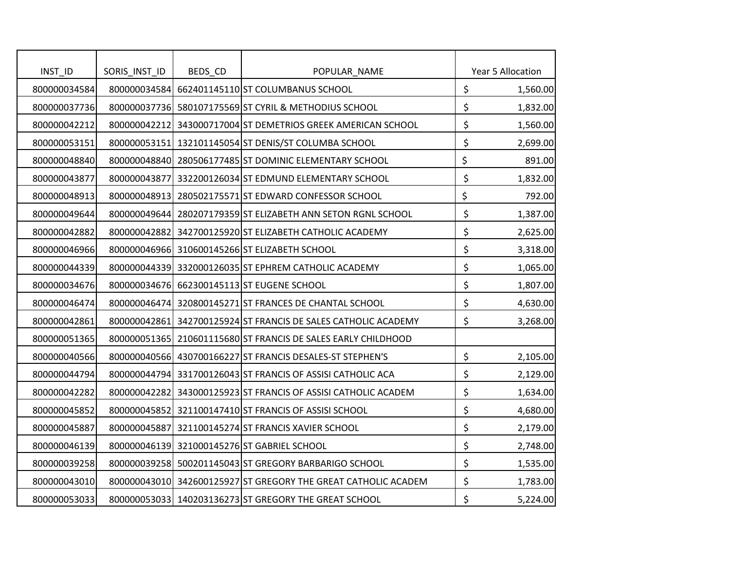| INST_ID | SORIS_INST_ID | BEDS_CD | POPULAR_NAME | Year 5 Allocation |
|---|---|---|---|---|
| 800000034584 | 800000034584 | 662401145110 | ST COLUMBANUS SCHOOL | $ 1,560.00 |
| 800000037736 | 800000037736 | 580107175569 | ST CYRIL & METHODIUS SCHOOL | $ 1,832.00 |
| 800000042212 | 800000042212 | 343000717004 | ST DEMETRIOS GREEK AMERICAN SCHOOL | $ 1,560.00 |
| 800000053151 | 800000053151 | 132101145054 | ST DENIS/ST COLUMBA SCHOOL | $ 2,699.00 |
| 800000048840 | 800000048840 | 280506177485 | ST DOMINIC ELEMENTARY SCHOOL | $ 891.00 |
| 800000043877 | 800000043877 | 332200126034 | ST EDMUND ELEMENTARY SCHOOL | $ 1,832.00 |
| 800000048913 | 800000048913 | 280502175571 | ST EDWARD CONFESSOR SCHOOL | $ 792.00 |
| 800000049644 | 800000049644 | 280207179359 | ST ELIZABETH ANN SETON RGNL SCHOOL | $ 1,387.00 |
| 800000042882 | 800000042882 | 342700125920 | ST ELIZABETH CATHOLIC ACADEMY | $ 2,625.00 |
| 800000046966 | 800000046966 | 310600145266 | ST ELIZABETH SCHOOL | $ 3,318.00 |
| 800000044339 | 800000044339 | 332000126035 | ST EPHREM CATHOLIC ACADEMY | $ 1,065.00 |
| 800000034676 | 800000034676 | 662300145113 | ST EUGENE SCHOOL | $ 1,807.00 |
| 800000046474 | 800000046474 | 320800145271 | ST FRANCES DE CHANTAL SCHOOL | $ 4,630.00 |
| 800000042861 | 800000042861 | 342700125924 | ST FRANCIS DE SALES CATHOLIC ACADEMY | $ 3,268.00 |
| 800000051365 | 800000051365 | 210601115680 | ST FRANCIS DE SALES EARLY CHILDHOOD | |
| 800000040566 | 800000040566 | 430700166227 | ST FRANCIS DESALES-ST STEPHEN'S | $ 2,105.00 |
| 800000044794 | 800000044794 | 331700126043 | ST FRANCIS OF ASSISI CATHOLIC ACA | $ 2,129.00 |
| 800000042282 | 800000042282 | 343000125923 | ST FRANCIS OF ASSISI CATHOLIC ACADEM | $ 1,634.00 |
| 800000045852 | 800000045852 | 321100147410 | ST FRANCIS OF ASSISI SCHOOL | $ 4,680.00 |
| 800000045887 | 800000045887 | 321100145274 | ST FRANCIS XAVIER SCHOOL | $ 2,179.00 |
| 800000046139 | 800000046139 | 321000145276 | ST GABRIEL SCHOOL | $ 2,748.00 |
| 800000039258 | 800000039258 | 500201145043 | ST GREGORY BARBARIGO SCHOOL | $ 1,535.00 |
| 800000043010 | 800000043010 | 342600125927 | ST GREGORY THE GREAT CATHOLIC ACADEM | $ 1,783.00 |
| 800000053033 | 800000053033 | 140203136273 | ST GREGORY THE GREAT SCHOOL | $ 5,224.00 |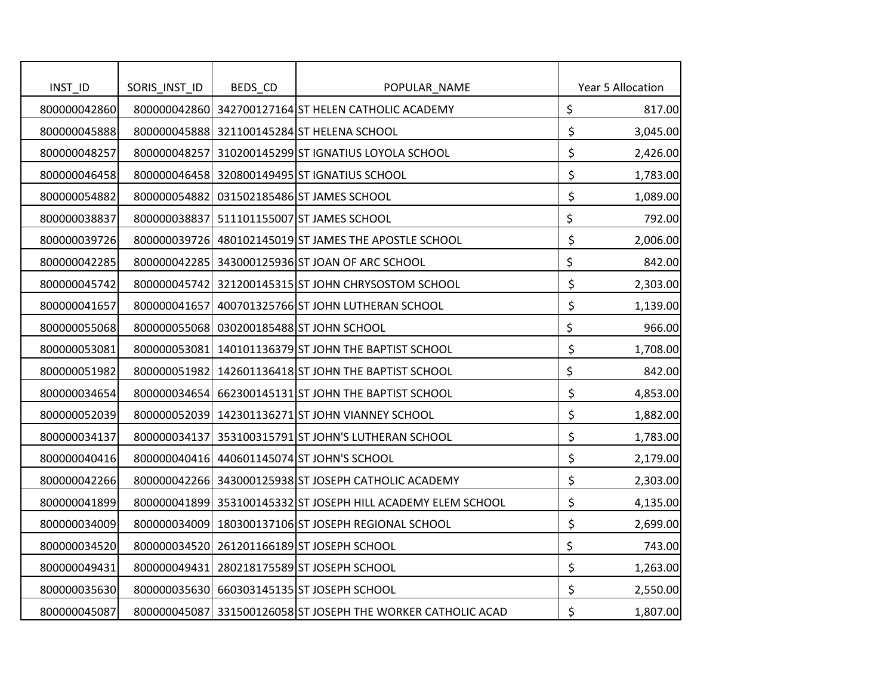| INST_ID | SORIS_INST_ID | BEDS_CD | POPULAR_NAME | Year 5 Allocation |
|---|---|---|---|---|
| 800000042860 | 800000042860 | 342700127164 | ST HELEN CATHOLIC ACADEMY | $ 817.00 |
| 800000045888 | 800000045888 | 321100145284 | ST HELENA SCHOOL | $ 3,045.00 |
| 800000048257 | 800000048257 | 310200145299 | ST IGNATIUS LOYOLA SCHOOL | $ 2,426.00 |
| 800000046458 | 800000046458 | 320800149495 | ST IGNATIUS SCHOOL | $ 1,783.00 |
| 800000054882 | 800000054882 | 031502185486 | ST JAMES SCHOOL | $ 1,089.00 |
| 800000038837 | 800000038837 | 511101155007 | ST JAMES SCHOOL | $ 792.00 |
| 800000039726 | 800000039726 | 480102145019 | ST JAMES THE APOSTLE SCHOOL | $ 2,006.00 |
| 800000042285 | 800000042285 | 343000125936 | ST JOAN OF ARC SCHOOL | $ 842.00 |
| 800000045742 | 800000045742 | 321200145315 | ST JOHN CHRYSOSTOM SCHOOL | $ 2,303.00 |
| 800000041657 | 800000041657 | 400701325766 | ST JOHN LUTHERAN SCHOOL | $ 1,139.00 |
| 800000055068 | 800000055068 | 030200185488 | ST JOHN SCHOOL | $ 966.00 |
| 800000053081 | 800000053081 | 140101136379 | ST JOHN THE BAPTIST SCHOOL | $ 1,708.00 |
| 800000051982 | 800000051982 | 142601136418 | ST JOHN THE BAPTIST SCHOOL | $ 842.00 |
| 800000034654 | 800000034654 | 662300145131 | ST JOHN THE BAPTIST SCHOOL | $ 4,853.00 |
| 800000052039 | 800000052039 | 142301136271 | ST JOHN VIANNEY SCHOOL | $ 1,882.00 |
| 800000034137 | 800000034137 | 353100315791 | ST JOHN'S LUTHERAN SCHOOL | $ 1,783.00 |
| 800000040416 | 800000040416 | 440601145074 | ST JOHN'S SCHOOL | $ 2,179.00 |
| 800000042266 | 800000042266 | 343000125938 | ST JOSEPH CATHOLIC ACADEMY | $ 2,303.00 |
| 800000041899 | 800000041899 | 353100145332 | ST JOSEPH HILL ACADEMY ELEM SCHOOL | $ 4,135.00 |
| 800000034009 | 800000034009 | 180300137106 | ST JOSEPH REGIONAL SCHOOL | $ 2,699.00 |
| 800000034520 | 800000034520 | 261201166189 | ST JOSEPH SCHOOL | $ 743.00 |
| 800000049431 | 800000049431 | 280218175589 | ST JOSEPH SCHOOL | $ 1,263.00 |
| 800000035630 | 800000035630 | 660303145135 | ST JOSEPH SCHOOL | $ 2,550.00 |
| 800000045087 | 800000045087 | 331500126058 | ST JOSEPH THE WORKER CATHOLIC ACAD | $ 1,807.00 |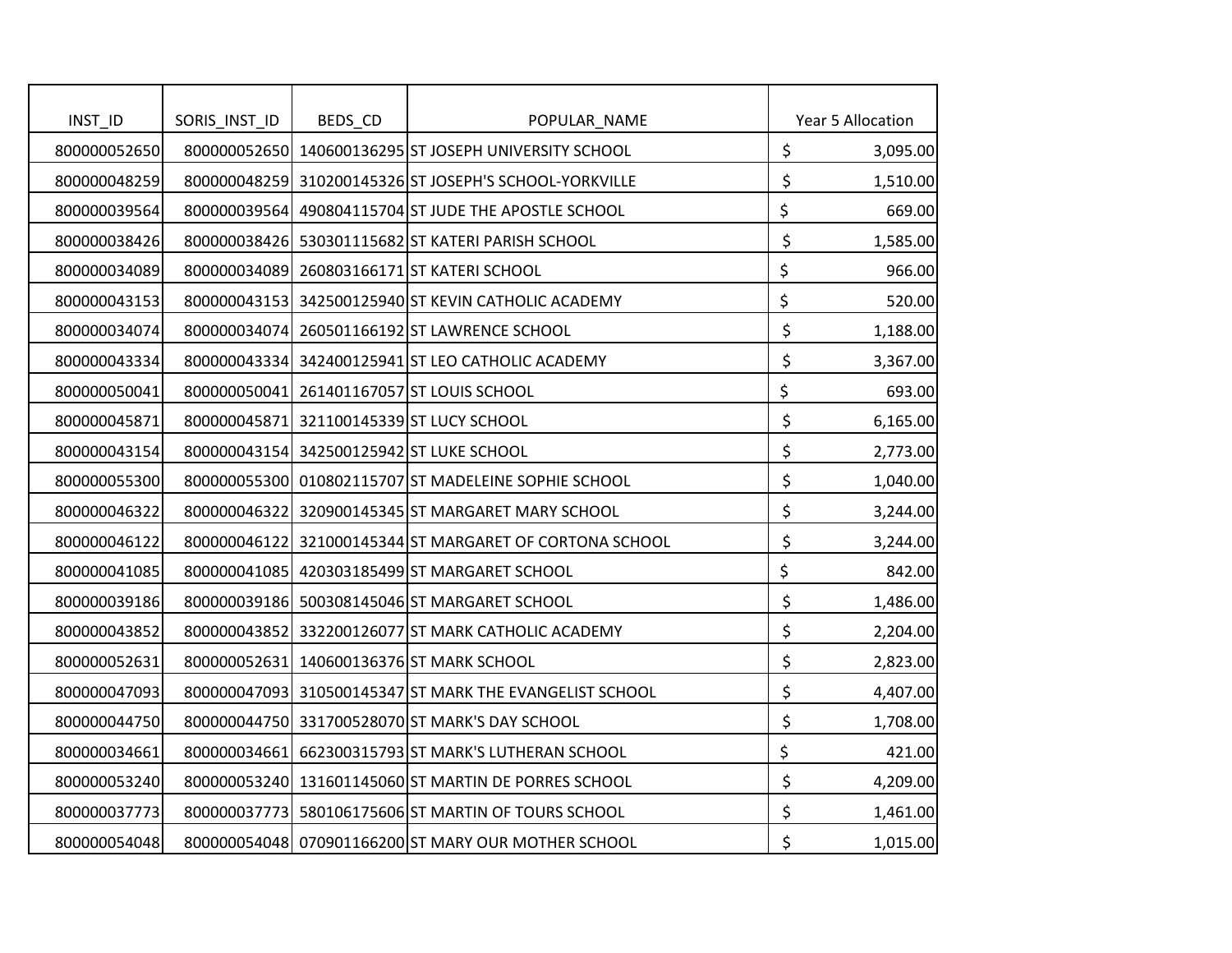| INST_ID | SORIS_INST_ID | BEDS_CD | POPULAR_NAME | Year 5 Allocation |
|---|---|---|---|---|
| 800000052650 | 800000052650 | 140600136295 | ST JOSEPH UNIVERSITY SCHOOL | $ 3,095.00 |
| 800000048259 | 800000048259 | 310200145326 | ST JOSEPH'S SCHOOL-YORKVILLE | $ 1,510.00 |
| 800000039564 | 800000039564 | 490804115704 | ST JUDE THE APOSTLE SCHOOL | $ 669.00 |
| 800000038426 | 800000038426 | 530301115682 | ST KATERI PARISH SCHOOL | $ 1,585.00 |
| 800000034089 | 800000034089 | 260803166171 | ST KATERI SCHOOL | $ 966.00 |
| 800000043153 | 800000043153 | 342500125940 | ST KEVIN CATHOLIC ACADEMY | $ 520.00 |
| 800000034074 | 800000034074 | 260501166192 | ST LAWRENCE SCHOOL | $ 1,188.00 |
| 800000043334 | 800000043334 | 342400125941 | ST LEO CATHOLIC ACADEMY | $ 3,367.00 |
| 800000050041 | 800000050041 | 261401167057 | ST LOUIS SCHOOL | $ 693.00 |
| 800000045871 | 800000045871 | 321100145339 | ST LUCY SCHOOL | $ 6,165.00 |
| 800000043154 | 800000043154 | 342500125942 | ST LUKE SCHOOL | $ 2,773.00 |
| 800000055300 | 800000055300 | 010802115707 | ST MADELEINE SOPHIE SCHOOL | $ 1,040.00 |
| 800000046322 | 800000046322 | 320900145345 | ST MARGARET MARY SCHOOL | $ 3,244.00 |
| 800000046122 | 800000046122 | 321000145344 | ST MARGARET OF CORTONA SCHOOL | $ 3,244.00 |
| 800000041085 | 800000041085 | 420303185499 | ST MARGARET SCHOOL | $ 842.00 |
| 800000039186 | 800000039186 | 500308145046 | ST MARGARET SCHOOL | $ 1,486.00 |
| 800000043852 | 800000043852 | 332200126077 | ST MARK CATHOLIC ACADEMY | $ 2,204.00 |
| 800000052631 | 800000052631 | 140600136376 | ST MARK SCHOOL | $ 2,823.00 |
| 800000047093 | 800000047093 | 310500145347 | ST MARK THE EVANGELIST SCHOOL | $ 4,407.00 |
| 800000044750 | 800000044750 | 331700528070 | ST MARK'S DAY SCHOOL | $ 1,708.00 |
| 800000034661 | 800000034661 | 662300315793 | ST MARK'S LUTHERAN SCHOOL | $ 421.00 |
| 800000053240 | 800000053240 | 131601145060 | ST MARTIN DE PORRES SCHOOL | $ 4,209.00 |
| 800000037773 | 800000037773 | 580106175606 | ST MARTIN OF TOURS SCHOOL | $ 1,461.00 |
| 800000054048 | 800000054048 | 070901166200 | ST MARY OUR MOTHER SCHOOL | $ 1,015.00 |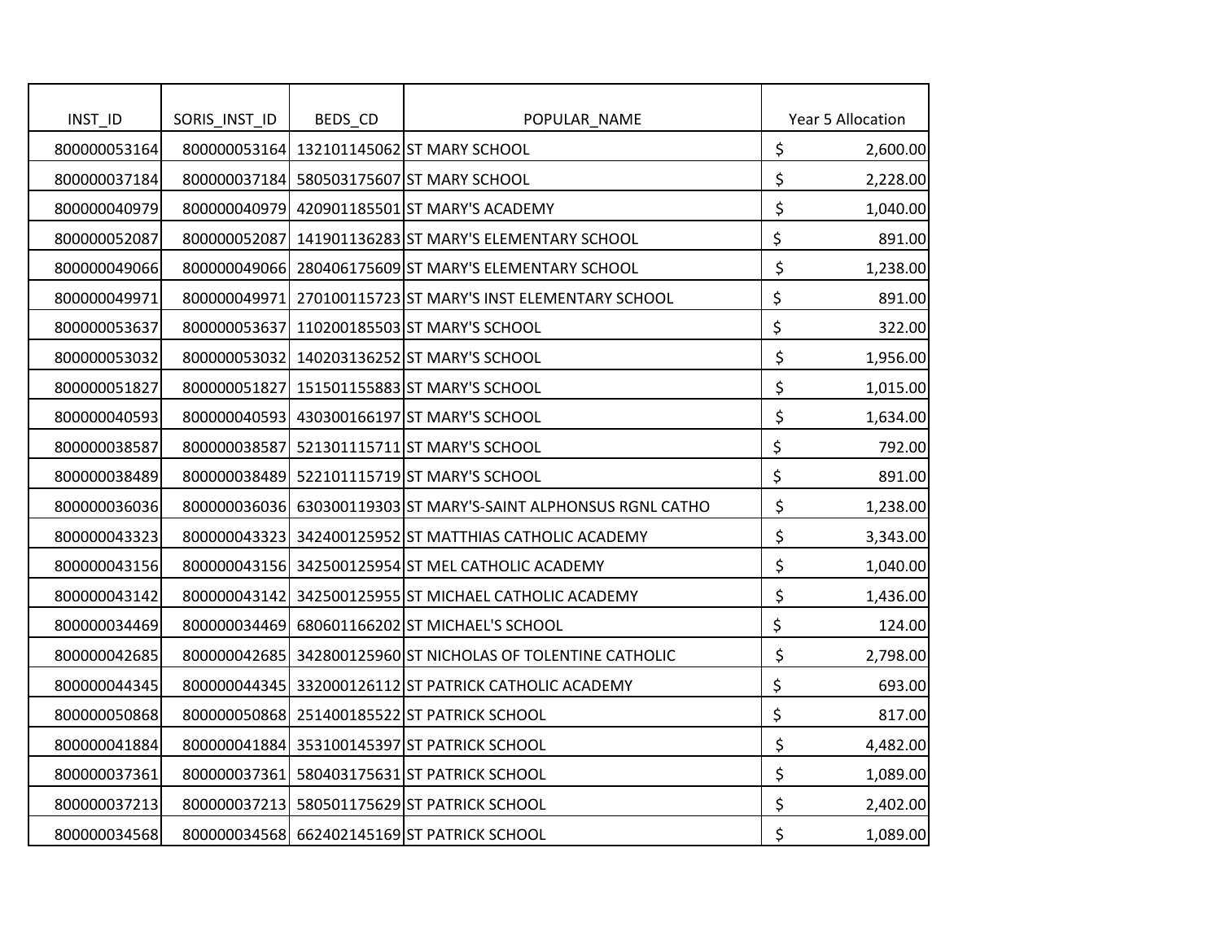| INST_ID | SORIS_INST_ID | BEDS_CD | POPULAR_NAME | Year 5 Allocation |
|---|---|---|---|---|
| 800000053164 | 800000053164 | 132101145062 | ST MARY SCHOOL | $ 2,600.00 |
| 800000037184 | 800000037184 | 580503175607 | ST MARY SCHOOL | $ 2,228.00 |
| 800000040979 | 800000040979 | 420901185501 | ST MARY'S ACADEMY | $ 1,040.00 |
| 800000052087 | 800000052087 | 141901136283 | ST MARY'S ELEMENTARY SCHOOL | $ 891.00 |
| 800000049066 | 800000049066 | 280406175609 | ST MARY'S ELEMENTARY SCHOOL | $ 1,238.00 |
| 800000049971 | 800000049971 | 270100115723 | ST MARY'S INST ELEMENTARY SCHOOL | $ 891.00 |
| 800000053637 | 800000053637 | 110200185503 | ST MARY'S SCHOOL | $ 322.00 |
| 800000053032 | 800000053032 | 140203136252 | ST MARY'S SCHOOL | $ 1,956.00 |
| 800000051827 | 800000051827 | 151501155883 | ST MARY'S SCHOOL | $ 1,015.00 |
| 800000040593 | 800000040593 | 430300166197 | ST MARY'S SCHOOL | $ 1,634.00 |
| 800000038587 | 800000038587 | 521301115711 | ST MARY'S SCHOOL | $ 792.00 |
| 800000038489 | 800000038489 | 522101115719 | ST MARY'S SCHOOL | $ 891.00 |
| 800000036036 | 800000036036 | 630300119303 | ST MARY'S-SAINT ALPHONSUS RGNL CATHO | $ 1,238.00 |
| 800000043323 | 800000043323 | 342400125952 | ST MATTHIAS CATHOLIC ACADEMY | $ 3,343.00 |
| 800000043156 | 800000043156 | 342500125954 | ST MEL CATHOLIC ACADEMY | $ 1,040.00 |
| 800000043142 | 800000043142 | 342500125955 | ST MICHAEL CATHOLIC ACADEMY | $ 1,436.00 |
| 800000034469 | 800000034469 | 680601166202 | ST MICHAEL'S SCHOOL | $ 124.00 |
| 800000042685 | 800000042685 | 342800125960 | ST NICHOLAS OF TOLENTINE CATHOLIC | $ 2,798.00 |
| 800000044345 | 800000044345 | 332000126112 | ST PATRICK CATHOLIC ACADEMY | $ 693.00 |
| 800000050868 | 800000050868 | 251400185522 | ST PATRICK SCHOOL | $ 817.00 |
| 800000041884 | 800000041884 | 353100145397 | ST PATRICK SCHOOL | $ 4,482.00 |
| 800000037361 | 800000037361 | 580403175631 | ST PATRICK SCHOOL | $ 1,089.00 |
| 800000037213 | 800000037213 | 580501175629 | ST PATRICK SCHOOL | $ 2,402.00 |
| 800000034568 | 800000034568 | 662402145169 | ST PATRICK SCHOOL | $ 1,089.00 |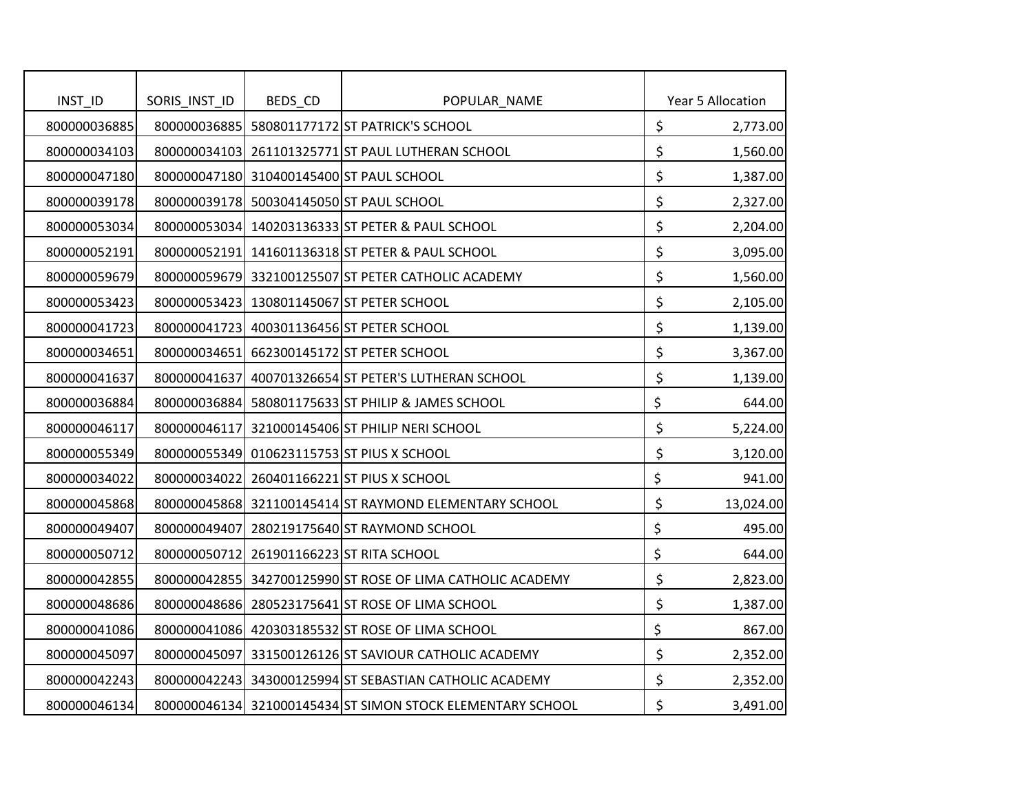| INST_ID | SORIS_INST_ID | BEDS_CD | POPULAR_NAME | Year 5 Allocation |
|---|---|---|---|---|
| 800000036885 | 800000036885 | 580801177172 | ST PATRICK'S SCHOOL | $ 2,773.00 |
| 800000034103 | 800000034103 | 261101325771 | ST PAUL LUTHERAN SCHOOL | $ 1,560.00 |
| 800000047180 | 800000047180 | 310400145400 | ST PAUL SCHOOL | $ 1,387.00 |
| 800000039178 | 800000039178 | 500304145050 | ST PAUL SCHOOL | $ 2,327.00 |
| 800000053034 | 800000053034 | 140203136333 | ST PETER & PAUL SCHOOL | $ 2,204.00 |
| 800000052191 | 800000052191 | 141601136318 | ST PETER & PAUL SCHOOL | $ 3,095.00 |
| 800000059679 | 800000059679 | 332100125507 | ST PETER CATHOLIC ACADEMY | $ 1,560.00 |
| 800000053423 | 800000053423 | 130801145067 | ST PETER SCHOOL | $ 2,105.00 |
| 800000041723 | 800000041723 | 400301136456 | ST PETER SCHOOL | $ 1,139.00 |
| 800000034651 | 800000034651 | 662300145172 | ST PETER SCHOOL | $ 3,367.00 |
| 800000041637 | 800000041637 | 400701326654 | ST PETER'S LUTHERAN SCHOOL | $ 1,139.00 |
| 800000036884 | 800000036884 | 580801175633 | ST PHILIP & JAMES SCHOOL | $ 644.00 |
| 800000046117 | 800000046117 | 321000145406 | ST PHILIP NERI SCHOOL | $ 5,224.00 |
| 800000055349 | 800000055349 | 010623115753 | ST PIUS X SCHOOL | $ 3,120.00 |
| 800000034022 | 800000034022 | 260401166221 | ST PIUS X SCHOOL | $ 941.00 |
| 800000045868 | 800000045868 | 321100145414 | ST RAYMOND ELEMENTARY SCHOOL | $ 13,024.00 |
| 800000049407 | 800000049407 | 280219175640 | ST RAYMOND SCHOOL | $ 495.00 |
| 800000050712 | 800000050712 | 261901166223 | ST RITA SCHOOL | $ 644.00 |
| 800000042855 | 800000042855 | 342700125990 | ST ROSE OF LIMA CATHOLIC ACADEMY | $ 2,823.00 |
| 800000048686 | 800000048686 | 280523175641 | ST ROSE OF LIMA SCHOOL | $ 1,387.00 |
| 800000041086 | 800000041086 | 420303185532 | ST ROSE OF LIMA SCHOOL | $ 867.00 |
| 800000045097 | 800000045097 | 331500126126 | ST SAVIOUR CATHOLIC ACADEMY | $ 2,352.00 |
| 800000042243 | 800000042243 | 343000125994 | ST SEBASTIAN CATHOLIC ACADEMY | $ 2,352.00 |
| 800000046134 | 800000046134 | 321000145434 | ST SIMON STOCK ELEMENTARY SCHOOL | $ 3,491.00 |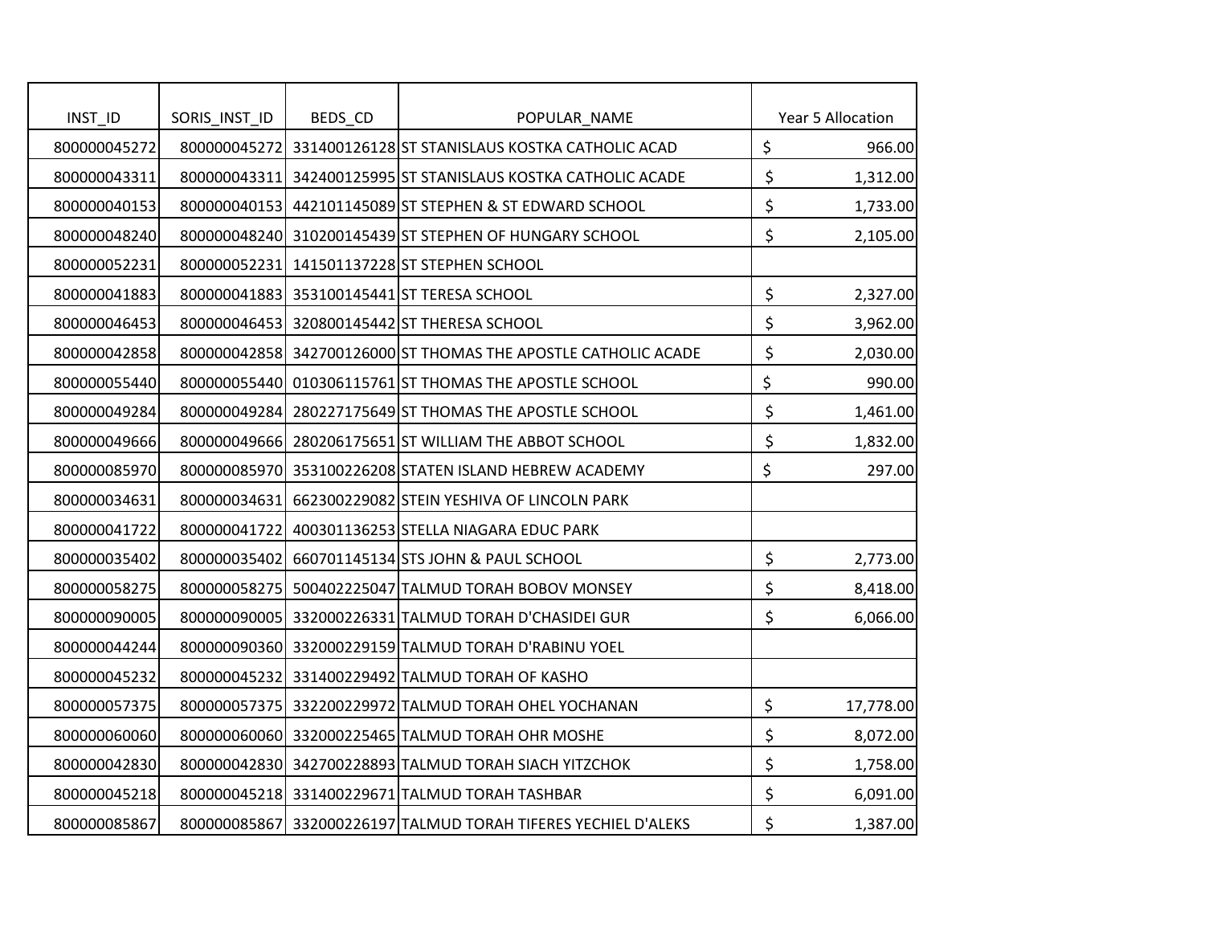| INST_ID | SORIS_INST_ID | BEDS_CD | POPULAR_NAME | Year 5 Allocation |
|---|---|---|---|---|
| 800000045272 | 800000045272 | 331400126128 | ST STANISLAUS KOSTKA CATHOLIC ACAD | $ 966.00 |
| 800000043311 | 800000043311 | 342400125995 | ST STANISLAUS KOSTKA CATHOLIC ACADE | $ 1,312.00 |
| 800000040153 | 800000040153 | 442101145089 | ST STEPHEN & ST EDWARD SCHOOL | $ 1,733.00 |
| 800000048240 | 800000048240 | 310200145439 | ST STEPHEN OF HUNGARY SCHOOL | $ 2,105.00 |
| 800000052231 | 800000052231 | 141501137228 | ST STEPHEN SCHOOL | |
| 800000041883 | 800000041883 | 353100145441 | ST TERESA SCHOOL | $ 2,327.00 |
| 800000046453 | 800000046453 | 320800145442 | ST THERESA SCHOOL | $ 3,962.00 |
| 800000042858 | 800000042858 | 342700126000 | ST THOMAS THE APOSTLE CATHOLIC ACADE | $ 2,030.00 |
| 800000055440 | 800000055440 | 010306115761 | ST THOMAS THE APOSTLE SCHOOL | $ 990.00 |
| 800000049284 | 800000049284 | 280227175649 | ST THOMAS THE APOSTLE SCHOOL | $ 1,461.00 |
| 800000049666 | 800000049666 | 280206175651 | ST WILLIAM THE ABBOT SCHOOL | $ 1,832.00 |
| 800000085970 | 800000085970 | 353100226208 | STATEN ISLAND HEBREW ACADEMY | $ 297.00 |
| 800000034631 | 800000034631 | 662300229082 | STEIN YESHIVA OF LINCOLN PARK | |
| 800000041722 | 800000041722 | 400301136253 | STELLA NIAGARA EDUC PARK | |
| 800000035402 | 800000035402 | 660701145134 | STS JOHN & PAUL SCHOOL | $ 2,773.00 |
| 800000058275 | 800000058275 | 500402225047 | TALMUD TORAH BOBOV MONSEY | $ 8,418.00 |
| 800000090005 | 800000090005 | 332000226331 | TALMUD TORAH D'CHASIDEI GUR | $ 6,066.00 |
| 800000044244 | 800000090360 | 332000229159 | TALMUD TORAH D'RABINU YOEL | |
| 800000045232 | 800000045232 | 331400229492 | TALMUD TORAH OF KASHO | |
| 800000057375 | 800000057375 | 332200229972 | TALMUD TORAH OHEL YOCHANAN | $ 17,778.00 |
| 800000060060 | 800000060060 | 332000225465 | TALMUD TORAH OHR MOSHE | $ 8,072.00 |
| 800000042830 | 800000042830 | 342700228893 | TALMUD TORAH SIACH YITZCHOK | $ 1,758.00 |
| 800000045218 | 800000045218 | 331400229671 | TALMUD TORAH TASHBAR | $ 6,091.00 |
| 800000085867 | 800000085867 | 332000226197 | TALMUD TORAH TIFERES YECHIEL D'ALEKS | $ 1,387.00 |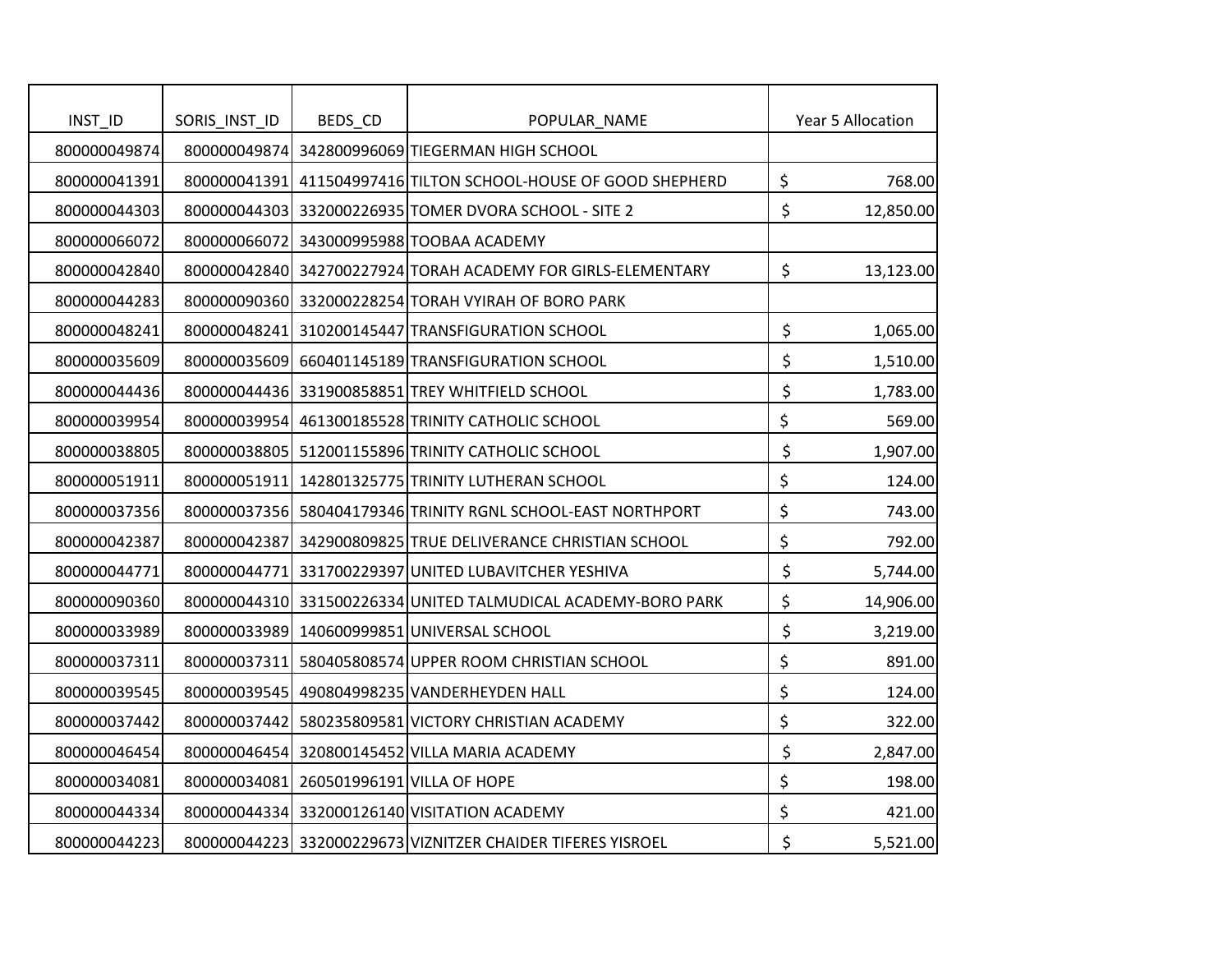| INST_ID | SORIS_INST_ID | BEDS_CD | POPULAR_NAME | Year 5 Allocation |
|---|---|---|---|---|
| 800000049874 | 800000049874 | 342800996069 | TIEGERMAN HIGH SCHOOL | |
| 800000041391 | 800000041391 | 411504997416 | TILTON SCHOOL-HOUSE OF GOOD SHEPHERD | $ 768.00 |
| 800000044303 | 800000044303 | 332000226935 | TOMER DVORA SCHOOL - SITE 2 | $ 12,850.00 |
| 800000066072 | 800000066072 | 343000995988 | TOOBAA ACADEMY | |
| 800000042840 | 800000042840 | 342700227924 | TORAH ACADEMY FOR GIRLS-ELEMENTARY | $ 13,123.00 |
| 800000044283 | 800000090360 | 332000228254 | TORAH VYIRAH OF BORO PARK | |
| 800000048241 | 800000048241 | 310200145447 | TRANSFIGURATION SCHOOL | $ 1,065.00 |
| 800000035609 | 800000035609 | 660401145189 | TRANSFIGURATION SCHOOL | $ 1,510.00 |
| 800000044436 | 800000044436 | 331900858851 | TREY WHITFIELD SCHOOL | $ 1,783.00 |
| 800000039954 | 800000039954 | 461300185528 | TRINITY CATHOLIC SCHOOL | $ 569.00 |
| 800000038805 | 800000038805 | 512001155896 | TRINITY CATHOLIC SCHOOL | $ 1,907.00 |
| 800000051911 | 800000051911 | 142801325775 | TRINITY LUTHERAN SCHOOL | $ 124.00 |
| 800000037356 | 800000037356 | 580404179346 | TRINITY RGNL SCHOOL-EAST NORTHPORT | $ 743.00 |
| 800000042387 | 800000042387 | 342900809825 | TRUE DELIVERANCE CHRISTIAN SCHOOL | $ 792.00 |
| 800000044771 | 800000044771 | 331700229397 | UNITED LUBAVITCHER YESHIVA | $ 5,744.00 |
| 800000090360 | 800000044310 | 331500226334 | UNITED TALMUDICAL ACADEMY-BORO PARK | $ 14,906.00 |
| 800000033989 | 800000033989 | 140600999851 | UNIVERSAL SCHOOL | $ 3,219.00 |
| 800000037311 | 800000037311 | 580405808574 | UPPER ROOM CHRISTIAN SCHOOL | $ 891.00 |
| 800000039545 | 800000039545 | 490804998235 | VANDERHEYDEN HALL | $ 124.00 |
| 800000037442 | 800000037442 | 580235809581 | VICTORY CHRISTIAN ACADEMY | $ 322.00 |
| 800000046454 | 800000046454 | 320800145452 | VILLA MARIA ACADEMY | $ 2,847.00 |
| 800000034081 | 800000034081 | 260501996191 | VILLA OF HOPE | $ 198.00 |
| 800000044334 | 800000044334 | 332000126140 | VISITATION ACADEMY | $ 421.00 |
| 800000044223 | 800000044223 | 332000229673 | VIZNITZER CHAIDER TIFERES YISROEL | $ 5,521.00 |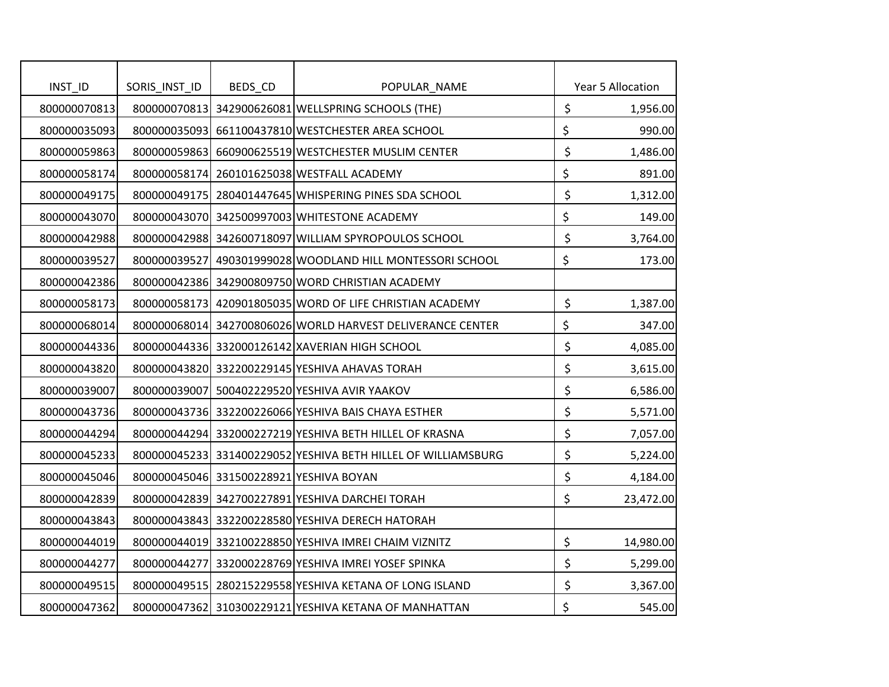| INST_ID | SORIS_INST_ID | BEDS_CD | POPULAR_NAME | Year 5 Allocation |
|---|---|---|---|---|
| 800000070813 | 800000070813 | 342900626081 | WELLSPRING SCHOOLS (THE) | $ 1,956.00 |
| 800000035093 | 800000035093 | 661100437810 | WESTCHESTER AREA SCHOOL | $ 990.00 |
| 800000059863 | 800000059863 | 660900625519 | WESTCHESTER MUSLIM CENTER | $ 1,486.00 |
| 800000058174 | 800000058174 | 260101625038 | WESTFALL ACADEMY | $ 891.00 |
| 800000049175 | 800000049175 | 280401447645 | WHISPERING PINES SDA SCHOOL | $ 1,312.00 |
| 800000043070 | 800000043070 | 342500997003 | WHITESTONE ACADEMY | $ 149.00 |
| 800000042988 | 800000042988 | 342600718097 | WILLIAM SPYROPOULOS SCHOOL | $ 3,764.00 |
| 800000039527 | 800000039527 | 490301999028 | WOODLAND HILL MONTESSORI SCHOOL | $ 173.00 |
| 800000042386 | 800000042386 | 342900809750 | WORD CHRISTIAN ACADEMY | |
| 800000058173 | 800000058173 | 420901805035 | WORD OF LIFE CHRISTIAN ACADEMY | $ 1,387.00 |
| 800000068014 | 800000068014 | 342700806026 | WORLD HARVEST DELIVERANCE CENTER | $ 347.00 |
| 800000044336 | 800000044336 | 332000126142 | XAVERIAN HIGH SCHOOL | $ 4,085.00 |
| 800000043820 | 800000043820 | 332200229145 | YESHIVA AHAVAS TORAH | $ 3,615.00 |
| 800000039007 | 800000039007 | 500402229520 | YESHIVA AVIR YAAKOV | $ 6,586.00 |
| 800000043736 | 800000043736 | 332200226066 | YESHIVA BAIS CHAYA ESTHER | $ 5,571.00 |
| 800000044294 | 800000044294 | 332000227219 | YESHIVA BETH HILLEL OF KRASNA | $ 7,057.00 |
| 800000045233 | 800000045233 | 331400229052 | YESHIVA BETH HILLEL OF WILLIAMSBURG | $ 5,224.00 |
| 800000045046 | 800000045046 | 331500228921 | YESHIVA BOYAN | $ 4,184.00 |
| 800000042839 | 800000042839 | 342700227891 | YESHIVA DARCHEI TORAH | $ 23,472.00 |
| 800000043843 | 800000043843 | 332200228580 | YESHIVA DERECH HATORAH | |
| 800000044019 | 800000044019 | 332100228850 | YESHIVA IMREI CHAIM VIZNITZ | $ 14,980.00 |
| 800000044277 | 800000044277 | 332000228769 | YESHIVA IMREI YOSEF SPINKA | $ 5,299.00 |
| 800000049515 | 800000049515 | 280215229558 | YESHIVA KETANA OF LONG ISLAND | $ 3,367.00 |
| 800000047362 | 800000047362 | 310300229121 | YESHIVA KETANA OF MANHATTAN | $ 545.00 |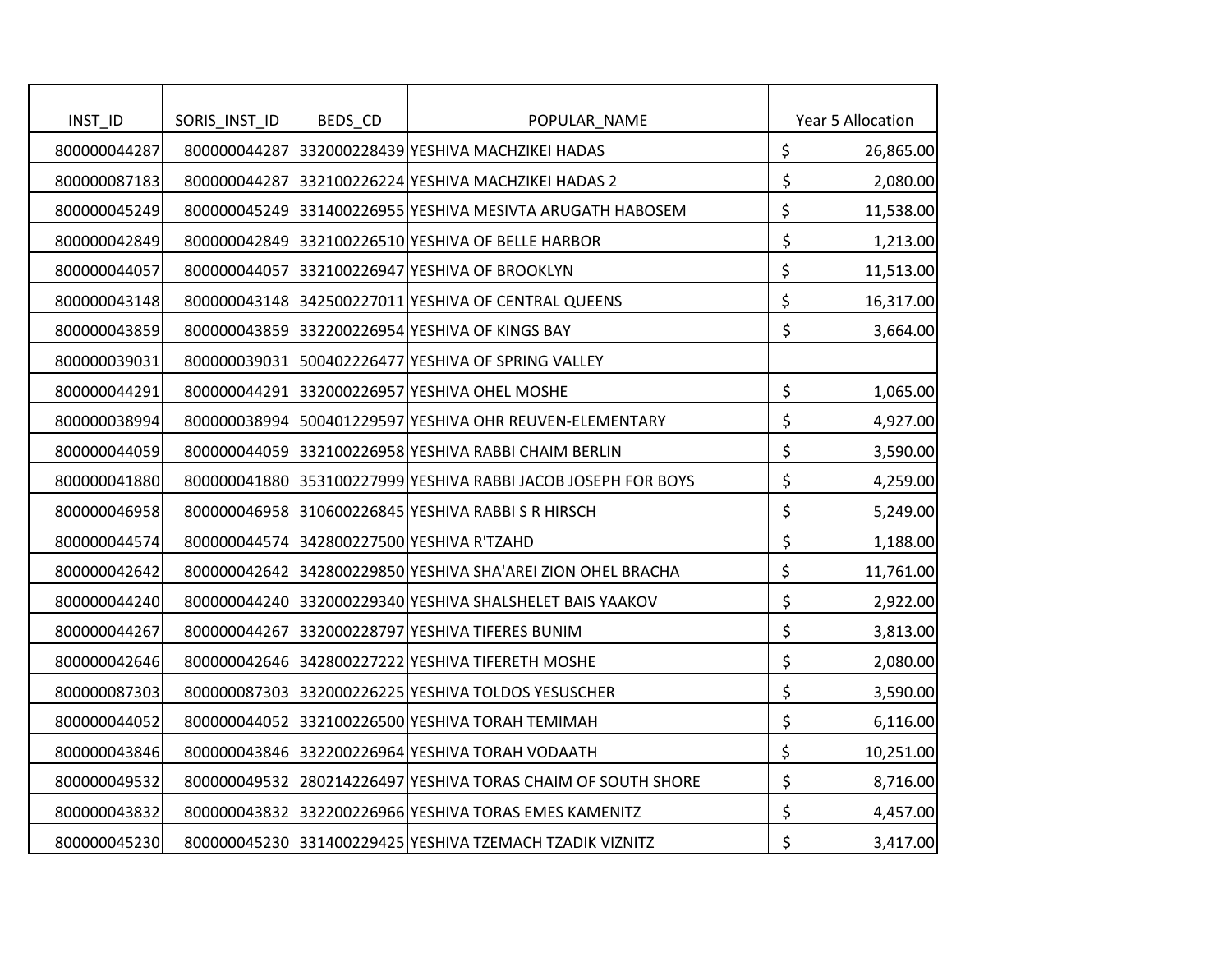| INST_ID | SORIS_INST_ID | BEDS_CD | POPULAR_NAME | Year 5 Allocation |
|---|---|---|---|---|
| 800000044287 | 800000044287 | 332000228439 | YESHIVA MACHZIKEI HADAS | $ 26,865.00 |
| 800000087183 | 800000044287 | 332100226224 | YESHIVA MACHZIKEI HADAS 2 | $ 2,080.00 |
| 800000045249 | 800000045249 | 331400226955 | YESHIVA MESIVTA ARUGATH HABOSEM | $ 11,538.00 |
| 800000042849 | 800000042849 | 332100226510 | YESHIVA OF BELLE HARBOR | $ 1,213.00 |
| 800000044057 | 800000044057 | 332100226947 | YESHIVA OF BROOKLYN | $ 11,513.00 |
| 800000043148 | 800000043148 | 342500227011 | YESHIVA OF CENTRAL QUEENS | $ 16,317.00 |
| 800000043859 | 800000043859 | 332200226954 | YESHIVA OF KINGS BAY | $ 3,664.00 |
| 800000039031 | 800000039031 | 500402226477 | YESHIVA OF SPRING VALLEY | |
| 800000044291 | 800000044291 | 332000226957 | YESHIVA OHEL MOSHE | $ 1,065.00 |
| 800000038994 | 800000038994 | 500401229597 | YESHIVA OHR REUVEN-ELEMENTARY | $ 4,927.00 |
| 800000044059 | 800000044059 | 332100226958 | YESHIVA RABBI CHAIM BERLIN | $ 3,590.00 |
| 800000041880 | 800000041880 | 353100227999 | YESHIVA RABBI JACOB JOSEPH FOR BOYS | $ 4,259.00 |
| 800000046958 | 800000046958 | 310600226845 | YESHIVA RABBI S R HIRSCH | $ 5,249.00 |
| 800000044574 | 800000044574 | 342800227500 | YESHIVA R'TZAHD | $ 1,188.00 |
| 800000042642 | 800000042642 | 342800229850 | YESHIVA SHA'AREI ZION OHEL BRACHA | $ 11,761.00 |
| 800000044240 | 800000044240 | 332000229340 | YESHIVA SHALSHELET BAIS YAAKOV | $ 2,922.00 |
| 800000044267 | 800000044267 | 332000228797 | YESHIVA TIFERES BUNIM | $ 3,813.00 |
| 800000042646 | 800000042646 | 342800227222 | YESHIVA TIFERETH MOSHE | $ 2,080.00 |
| 800000087303 | 800000087303 | 332000226225 | YESHIVA TOLDOS YESUSCHER | $ 3,590.00 |
| 800000044052 | 800000044052 | 332100226500 | YESHIVA TORAH TEMIMAH | $ 6,116.00 |
| 800000043846 | 800000043846 | 332200226964 | YESHIVA TORAH VODAATH | $ 10,251.00 |
| 800000049532 | 800000049532 | 280214226497 | YESHIVA TORAS CHAIM OF SOUTH SHORE | $ 8,716.00 |
| 800000043832 | 800000043832 | 332200226966 | YESHIVA TORAS EMES KAMENITZ | $ 4,457.00 |
| 800000045230 | 800000045230 | 331400229425 | YESHIVA TZEMACH TZADIK VIZNITZ | $ 3,417.00 |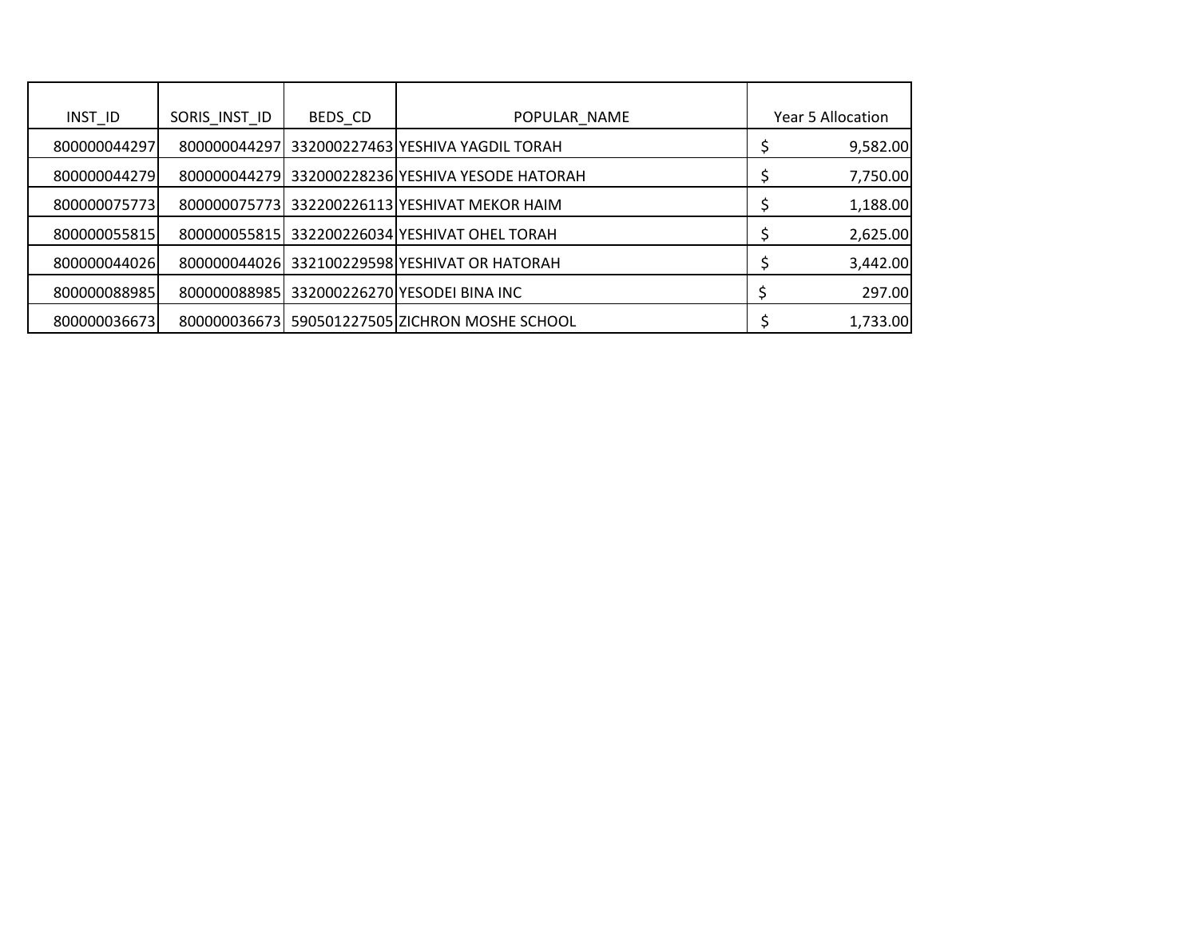| INST_ID | SORIS_INST_ID | BEDS_CD | POPULAR_NAME | Year 5 Allocation |
|---|---|---|---|---|
| 800000044297 | 800000044297 | 332000227463 | YESHIVA YAGDIL TORAH | $ 9,582.00 |
| 800000044279 | 800000044279 | 332000228236 | YESHIVA YESODE HATORAH | $ 7,750.00 |
| 800000075773 | 800000075773 | 332200226113 | YESHIVAT MEKOR HAIM | $ 1,188.00 |
| 800000055815 | 800000055815 | 332200226034 | YESHIVAT OHEL TORAH | $ 2,625.00 |
| 800000044026 | 800000044026 | 332100229598 | YESHIVAT OR HATORAH | $ 3,442.00 |
| 800000088985 | 800000088985 | 332000226270 | YESODEI BINA INC | $ 297.00 |
| 800000036673 | 800000036673 | 590501227505 | ZICHRON MOSHE SCHOOL | $ 1,733.00 |